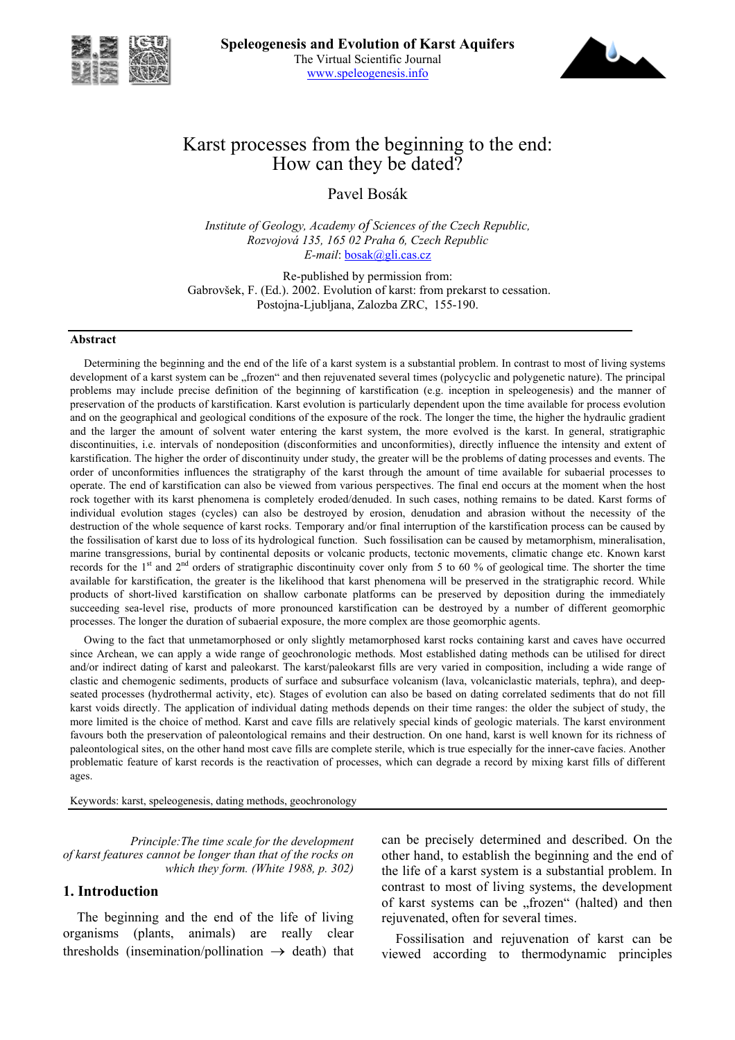**Speleogenesis and Evolution of Karst Aquifers**
The Virtual Scientific Journal
www.speleogenesis.info

# Karst processes from the beginning to the end: How can they be dated?

Pavel Bosák

*Institute of Geology, Academy of Sciences of the Czech Republic, Rozvojová 135, 165 02 Praha 6, Czech Republic*
*E-mail*: bosak@gli.cas.cz

Re-published by permission from:
Gabrovšek, F. (Ed.). 2002. Evolution of karst: from prekarst to cessation. Postojna-Ljubljana, Zalozba ZRC, 155-190.

## Abstract

Determining the beginning and the end of the life of a karst system is a substantial problem. In contrast to most of living systems development of a karst system can be „frozen" and then rejuvenated several times (polycyclic and polygenetic nature). The principal problems may include precise definition of the beginning of karstification (e.g. inception in speleogenesis) and the manner of preservation of the products of karstification. Karst evolution is particularly dependent upon the time available for process evolution and on the geographical and geological conditions of the exposure of the rock. The longer the time, the higher the hydraulic gradient and the larger the amount of solvent water entering the karst system, the more evolved is the karst. In general, stratigraphic discontinuities, i.e. intervals of nondeposition (disconformities and unconformities), directly influence the intensity and extent of karstification. The higher the order of discontinuity under study, the greater will be the problems of dating processes and events. The order of unconformities influences the stratigraphy of the karst through the amount of time available for karst processes to operate. The end of karstification can also be viewed from various perspectives. The final end occurs at the moment when the host rock together with its karst phenomena is completely eroded/denuded. In such cases, nothing remains to be dated. Karst forms of individual evolution stages (cycles) can also be destroyed by erosion, denudation and abrasion without the necessity of the destruction of the whole sequence of karst rocks. Temporary and/or final interruption of the karstification process can be caused by the fossilisation of karst due to loss of its hydrological function. Such fossilisation can be caused by metamorphism, mineralisation, marine transgressions, burial by continental deposits or volcanic products, tectonic movements, climatic change etc. Known karst records for the 1st and 2nd orders of stratigraphic discontinuity cover only from 5 to 60 % of geological time. The shorter the time available for karstification, the greater is the likelihood that karst phenomena will be preserved in the stratigraphic record. While products of short-lived karstification on shallow carbonate platforms can be preserved by deposition during the immediately succeeding sea-level rise, products of more pronounced karstification can be destroyed by a number of different geomorphic processes. The longer the duration of subaerial exposure, the more complex are those geomorphic agents.

Owing to the fact that unmetamorphosed or only slightly metamorphosed karst rocks containing karst and caves have occurred since Archean, we can apply a wide range of geochronologic methods. Most established dating methods can be utilised for direct and/or indirect dating of karst and paleokarst. The karst/paleokarst fills are very varied in composition, including a wide range of clastic and chemogenic sediments, products of surface and subsurface volcanism (lava, volcaniclastic materials, tephra), and deep-seated processes (hydrothermal activity, etc). Stages of evolution can also be based on dating correlated sediments that do not fill karst voids directly. The application of individual dating methods depends on their time ranges: the older the subject of study, the more limited is the choice of method. Karst and cave fills are relatively special kinds of geologic materials. The karst environment favours both the preservation of paleontological remains and their destruction. On one hand, karst is well known for its richness of paleontological sites, on the other hand most cave fills are complete sterile, which is true especially for the inner-cave facies. Another problematic feature of karst records is the reactivation of processes, which can degrade a record by mixing karst fills of different ages.

Keywords: karst, speleogenesis, dating methods, geochronology

*Principle: The time scale for the development of karst features cannot be longer than that of the rocks on which they form. (White 1988, p. 302)*

## 1. Introduction

The beginning and the end of the life of living organisms (plants, animals) are really clear thresholds (insemination/pollination → death) that can be precisely determined and described. On the other hand, to establish the beginning and the end of the life of a karst system is a substantial problem. In contrast to most of living systems, the development of karst systems can be „frozen" (halted) and then rejuvenated, often for several times.

Fossilisation and rejuvenation of karst can be viewed according to thermodynamic principles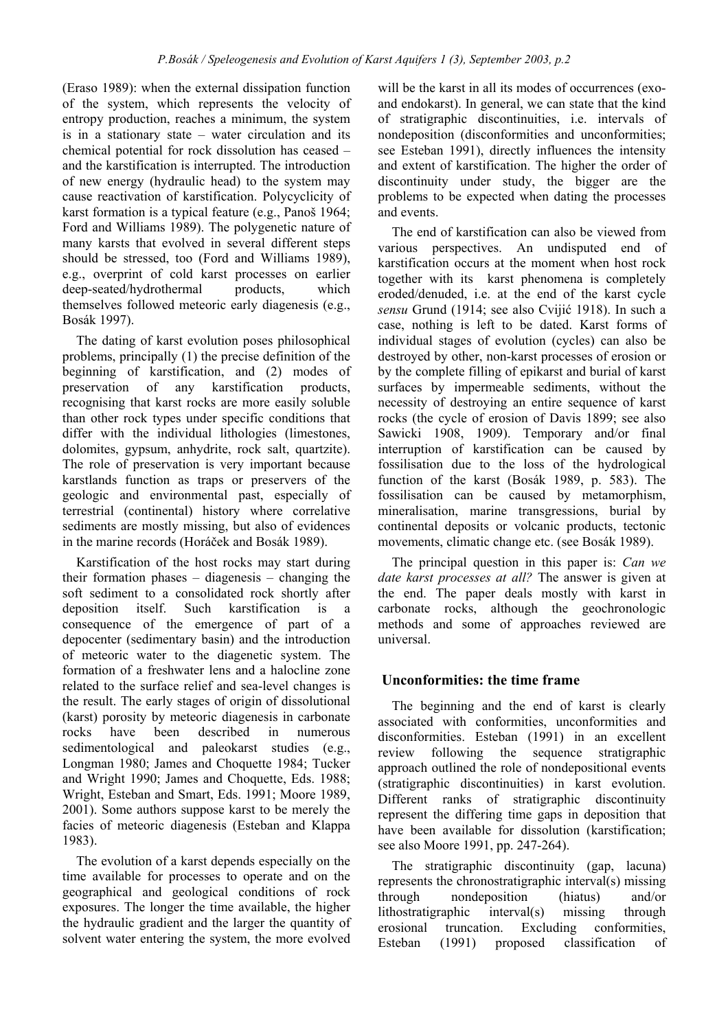(Eraso 1989): when the external dissipation function of the system, which represents the velocity of entropy production, reaches a minimum, the system is in a stationary state – water circulation and its chemical potential for rock dissolution has ceased – and the karstification is interrupted. The introduction of new energy (hydraulic head) to the system may cause reactivation of karstification. Polycyclicity of karst formation is a typical feature (e.g., Panoš 1964; Ford and Williams 1989). The polygenetic nature of many karsts that evolved in several different steps should be stressed, too (Ford and Williams 1989), e.g., overprint of cold karst processes on earlier deep-seated/hydrothermal products, which themselves followed meteoric early diagenesis (e.g., Bosák 1997).

The dating of karst evolution poses philosophical problems, principally (1) the precise definition of the beginning of karstification, and (2) modes of preservation of any karstification products, recognising that karst rocks are more easily soluble than other rock types under specific conditions that differ with the individual lithologies (limestones, dolomites, gypsum, anhydrite, rock salt, quartzite). The role of preservation is very important because karstlands function as traps or preservers of the geologic and environmental past, especially of terrestrial (continental) history where correlative sediments are mostly missing, but also of evidences in the marine records (Horáček and Bosák 1989).

Karstification of the host rocks may start during their formation phases – diagenesis – changing the soft sediment to a consolidated rock shortly after deposition itself. Such karstification is a consequence of the emergence of part of a depocenter (sedimentary basin) and the introduction of meteoric water to the diagenetic system. The formation of a freshwater lens and a halocline zone related to the surface relief and sea-level changes is the result. The early stages of origin of dissolutional (karst) porosity by meteoric diagenesis in carbonate rocks have been described in numerous sedimentological and paleokarst studies (e.g., Longman 1980; James and Choquette 1984; Tucker and Wright 1990; James and Choquette, Eds. 1988; Wright, Esteban and Smart, Eds. 1991; Moore 1989, 2001). Some authors suppose karst to be merely the facies of meteoric diagenesis (Esteban and Klappa 1983).

The evolution of a karst depends especially on the time available for processes to operate and on the geographical and geological conditions of rock exposures. The longer the time available, the higher the hydraulic gradient and the larger the quantity of solvent water entering the system, the more evolved will be the karst in all its modes of occurrences (exo- and endokarst). In general, we can state that the kind of stratigraphic discontinuities, i.e. intervals of nondeposition (disconformities and unconformities; see Esteban 1991), directly influences the intensity and extent of karstification. The higher the order of discontinuity under study, the bigger are the problems to be expected when dating the processes and events.

The end of karstification can also be viewed from various perspectives. An undisputed end of karstification occurs at the moment when host rock together with its karst phenomena is completely eroded/denuded, i.e. at the end of the karst cycle *sensu* Grund (1914; see also Cvijić 1918). In such a case, nothing is left to be dated. Karst forms of individual stages of evolution (cycles) can also be destroyed by other, non-karst processes of erosion or by the complete filling of epikarst and burial of karst surfaces by impermeable sediments, without the necessity of destroying an entire sequence of karst rocks (the cycle of erosion of Davis 1899; see also Sawicki 1908, 1909). Temporary and/or final interruption of karstification can be caused by fossilisation due to the loss of the hydrological function of the karst (Bosák 1989, p. 583). The fossilisation can be caused by metamorphism, mineralisation, marine transgressions, burial by continental deposits or volcanic products, tectonic movements, climatic change etc. (see Bosák 1989).

The principal question in this paper is: *Can we date karst processes at all?* The answer is given at the end. The paper deals mostly with karst in carbonate rocks, although the geochronologic methods and some of approaches reviewed are universal.

## Unconformities: the time frame

The beginning and the end of karst is clearly associated with conformities, unconformities and disconformities. Esteban (1991) in an excellent review following the sequence stratigraphic approach outlined the role of nondepositional events (stratigraphic discontinuities) in karst evolution. Different ranks of stratigraphic discontinuity represent the differing time gaps in deposition that have been available for dissolution (karstification; see also Moore 1991, pp. 247-264).

The stratigraphic discontinuity (gap, lacuna) represents the chronostratigraphic interval(s) missing through nondeposition (hiatus) and/or lithostratigraphic interval(s) missing through erosional truncation. Excluding conformities, Esteban (1991) proposed classification of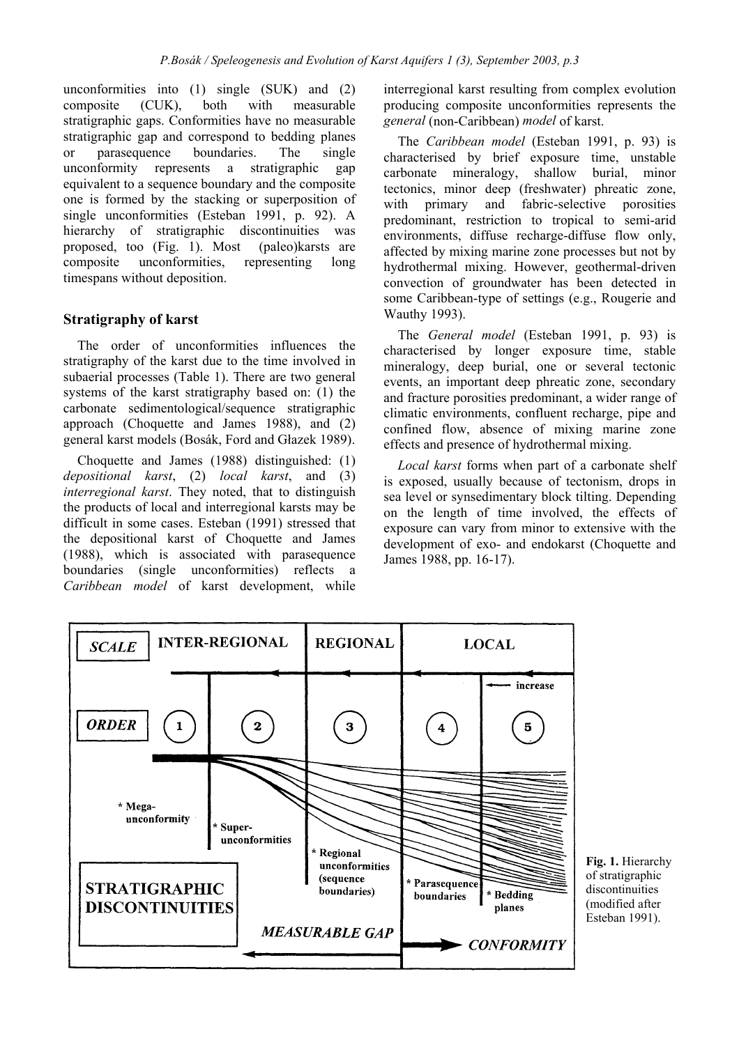unconformities into (1) single (SUK) and (2) composite (CUK), both with measurable stratigraphic gaps. Conformities have no measurable stratigraphic gap and correspond to bedding planes or parasequence boundaries. The single unconformity represents a stratigraphic gap equivalent to a sequence boundary and the composite one is formed by the stacking or superposition of single unconformities (Esteban 1991, p. 92). A hierarchy of stratigraphic discontinuities was proposed, too (Fig. 1). Most (paleo)karsts are composite unconformities, representing long timespans without deposition.

## Stratigraphy of karst

The order of unconformities influences the stratigraphy of the karst due to the time involved in subaerial processes (Table 1). There are two general systems of the karst stratigraphy based on: (1) the carbonate sedimentological/sequence stratigraphic approach (Choquette and James 1988), and (2) general karst models (Bosák, Ford and Głazek 1989).

Choquette and James (1988) distinguished: (1) *depositional karst*, (2) *local karst*, and (3) *interregional karst*. They noted, that to distinguish the products of local and interregional karsts may be difficult in some cases. Esteban (1991) stressed that the depositional karst of Choquette and James (1988), which is associated with parasequence boundaries (single unconformities) reflects a *Caribbean model* of karst development, while interregional karst resulting from complex evolution producing composite unconformities represents the *general* (non-Caribbean) *model* of karst.

The *Caribbean model* (Esteban 1991, p. 93) is characterised by brief exposure time, unstable carbonate mineralogy, shallow burial, minor tectonics, minor deep (freshwater) phreatic zone, with primary and fabric-selective porosities predominant, restriction to tropical to semi-arid environments, diffuse recharge-diffuse flow only, affected by mixing marine zone processes but not by hydrothermal mixing. However, geothermal-driven convection of groundwater has been detected in some Caribbean-type of settings (e.g., Rougerie and Wauthy 1993).

The *General model* (Esteban 1991, p. 93) is characterised by longer exposure time, stable mineralogy, deep burial, one or several tectonic events, an important deep phreatic zone, secondary and fracture porosities predominant, a wider range of climatic environments, confluent recharge, pipe and confined flow, absence of mixing marine zone effects and presence of hydrothermal mixing.

*Local karst* forms when part of a carbonate shelf is exposed, usually because of tectonism, drops in sea level or synsedimentary block tilting. Depending on the length of time involved, the effects of exposure can vary from minor to extensive with the development of exo- and endokarst (Choquette and James 1988, pp. 16-17).

**Fig. 1.** Hierarchy of stratigraphic discontinuities (modified after Esteban 1991).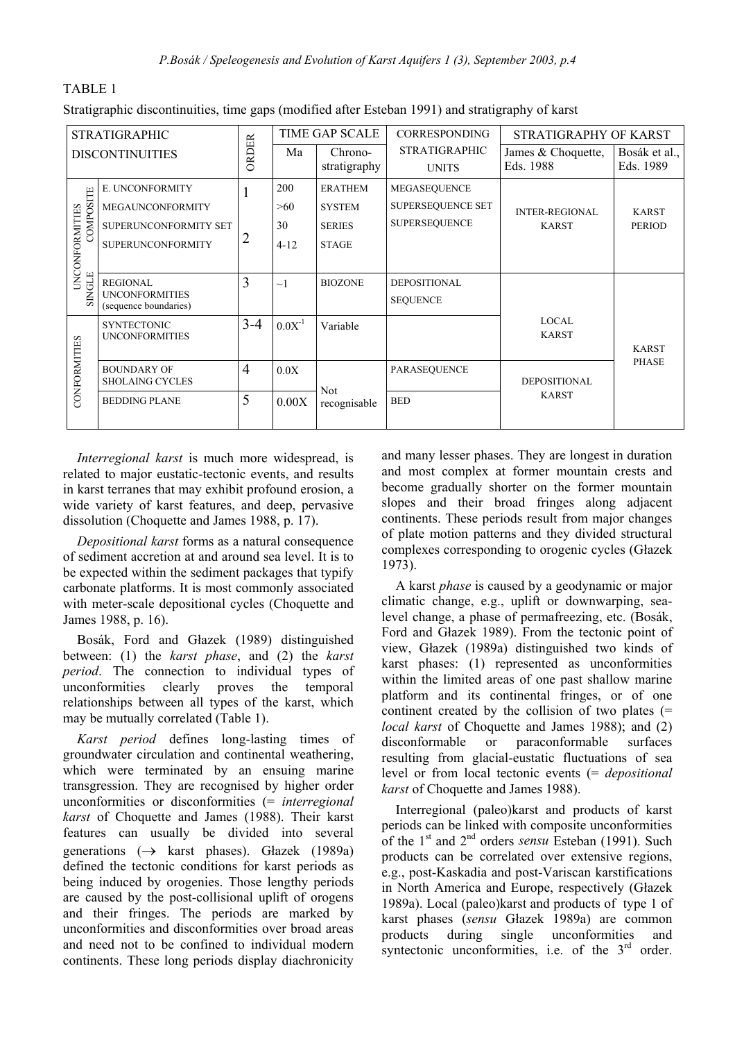TABLE 1

Stratigraphic discontinuities, time gaps (modified after Esteban 1991) and stratigraphy of karst

| STRATIGRAPHIC DISCONTINUITIES | | | ORDER | TIME GAP SCALE | | CORRESPONDING STRATIGRAPHIC UNITS | STRATIGRAPHY OF KARST | |
|---|---|---|---|---|---|---|---|---|
| | | | | Ma | Chrono-stratigraphy | | James & Choquette, Eds. 1988 | Bosák et al., Eds. 1989 |
| UNCONFORMITIES | COMPOSITE | E. UNCONFORMITY | 1 | 200 | ERATHEM | MEGASEQUENCE | INTER-REGIONAL KARST | KARST PERIOD |
| | | MEGAUNCONFORMITY | | >60 | SYSTEM | SUPERSEQUENCE SET | | |
| | | SUPERUNCONFORMITY SET | 2 | 30 | SERIES | SUPERSEQUENCE | | |
| | | SUPERUNCONFORMITY | | 4-12 | STAGE | | | |
| | SINGLE | REGIONAL UNCONFORMITIES (sequence boundaries) | 3 | ~1 | BIOZONE | DEPOSITIONAL SEQUENCE | LOCAL KARST | KARST PHASE |
| CONFORMITIES | | SYNTECTONIC UNCONFORMITIES | 3-4 | $0.0X^{-1}$ | Variable | | | |
| | | BOUNDARY OF SHOLAING CYCLES | 4 | 0.0X | Not recognisable | PARASEQUENCE | DEPOSITIONAL KARST | |
| | | BEDDING PLANE | 5 | 0.00X | | BED | | |

*Interregional karst* is much more widespread, is related to major eustatic-tectonic events, and results in karst terranes that may exhibit profound erosion, a wide variety of karst features, and deep, pervasive dissolution (Choquette and James 1988, p. 17).

*Depositional karst* forms as a natural consequence of sediment accretion at and around sea level. It is to be expected within the sediment packages that typify carbonate platforms. It is most commonly associated with meter-scale depositional cycles (Choquette and James 1988, p. 16).

Bosák, Ford and Głazek (1989) distinguished between: (1) the *karst phase*, and (2) the *karst period*. The connection to individual types of unconformities clearly proves the temporal relationships between all types of the karst, which may be mutually correlated (Table 1).

*Karst period* defines long-lasting times of groundwater circulation and continental weathering, which were terminated by an ensuing marine transgression. They are recognised by higher order unconformities or disconformities (= *interregional karst* of Choquette and James (1988). Their karst features can usually be divided into several generations (→ karst phases). Głazek (1989a) defined the tectonic conditions for karst periods as being induced by orogenies. Those lengthy periods are caused by the post-collisional uplift of orogens and their fringes. The periods are marked by unconformities and disconformities over broad areas and need not to be confined to individual modern continents. These long periods display diachronicity and many lesser phases. They are longest in duration and most complex at former mountain crests and become gradually shorter on the former mountain slopes and their broad fringes along adjacent continents. These periods result from major changes of plate motion patterns and they divided structural complexes corresponding to orogenic cycles (Głazek 1973).

A karst *phase* is caused by a geodynamic or major climatic change, e.g., uplift or downwarping, sea-level change, a phase of permafreezing, etc. (Bosák, Ford and Głazek 1989). From the tectonic point of view, Głazek (1989a) distinguished two kinds of karst phases: (1) represented as unconformities within the limited areas of one past shallow marine platform and its continental fringes, or of one continent created by the collision of two plates (= *local karst* of Choquette and James 1988); and (2) disconformable or paraconformable surfaces resulting from glacial-eustatic fluctuations of sea level or from local tectonic events (= *depositional karst* of Choquette and James 1988).

Interregional (paleo)karst and products of karst periods can be linked with composite unconformities of the 1st and 2nd orders *sensu* Esteban (1991). Such products can be correlated over extensive regions, e.g., post-Kaskadia and post-Variscan karstifications in North America and Europe, respectively (Głazek 1989a). Local (paleo)karst and products of type 1 of karst phases (*sensu* Głazek 1989a) are common products during single unconformities and syntectonic unconformities, i.e. of the 3rd order.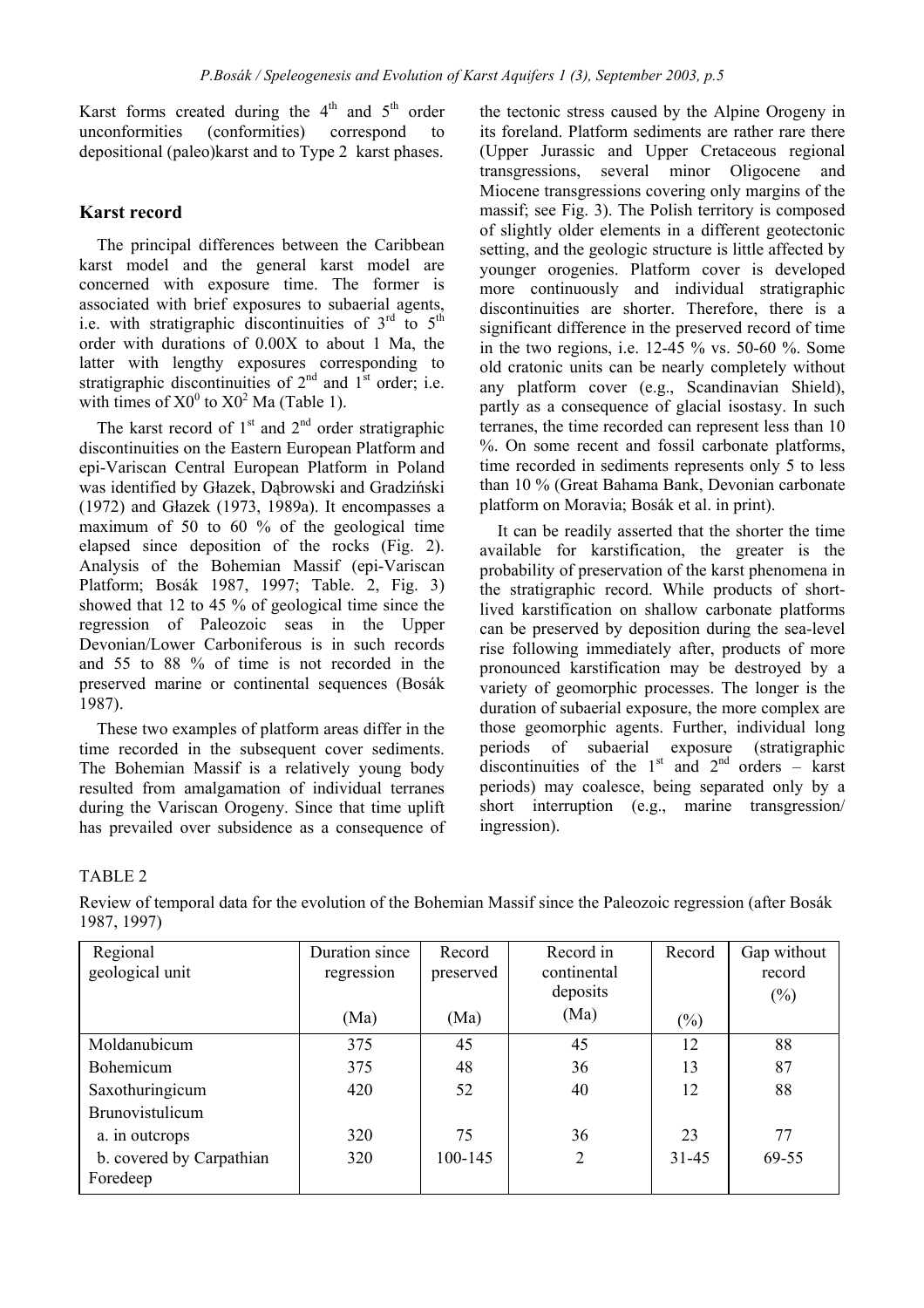Karst forms created during the 4th and 5th order unconformities (conformities) correspond to depositional (paleo)karst and to Type 2 karst phases.

## Karst record

The principal differences between the Caribbean karst model and the general karst model are concerned with exposure time. The former is associated with brief exposures to subaerial agents, i.e. with stratigraphic discontinuities of 3rd to 5th order with durations of 0.00X to about 1 Ma, the latter with lengthy exposures corresponding to stratigraphic discontinuities of 2nd and 1st order; i.e. with times of $X0^0$ to $X0^2$ Ma (Table 1).

The karst record of 1st and 2nd order stratigraphic discontinuities on the Eastern European Platform and epi-Variscan Central European Platform in Poland was identified by Głazek, Dąbrowski and Gradziński (1972) and Głazek (1973, 1989a). It encompasses a maximum of 50 to 60 % of the geological time elapsed since deposition of the rocks (Fig. 2). Analysis of the Bohemian Massif (epi-Variscan Platform; Bosák 1987, 1997; Table. 2, Fig. 3) showed that 12 to 45 % of geological time since the regression of Paleozoic seas in the Upper Devonian/Lower Carboniferous is in such records and 55 to 88 % of time is not recorded in the preserved marine or continental sequences (Bosák 1987).

These two examples of platform areas differ in the time recorded in the subsequent cover sediments. The Bohemian Massif is a relatively young body resulted from amalgamation of individual terranes during the Variscan Orogeny. Since that time uplift has prevailed over subsidence as a consequence of the tectonic stress caused by the Alpine Orogeny in its foreland. Platform sediments are rather rare there (Upper Jurassic and Upper Cretaceous regional transgressions, several minor Oligocene and Miocene transgressions covering only margins of the massif; see Fig. 3). The Polish territory is composed of slightly older elements in a different geotectonic setting, and the geologic structure is little affected by younger orogenies. Platform cover is developed more continuously and individual stratigraphic discontinuities are shorter. Therefore, there is a significant difference in the preserved record of time in the two regions, i.e. 12-45 % vs. 50-60 %. Some old cratonic units can be nearly completely without any platform cover (e.g., Scandinavian Shield), partly as a consequence of glacial isostasy. In such terranes, the time recorded can represent less than 10 %. On some recent and fossil carbonate platforms, time recorded in sediments represents only 5 to less than 10 % (Great Bahama Bank, Devonian carbonate platform on Moravia; Bosák et al. in print).

It can be readily asserted that the shorter the time available for karstification, the greater is the probability of preservation of the karst phenomena in the stratigraphic record. While products of short-lived karstification on shallow carbonate platforms can be preserved by deposition during the sea-level rise following immediately after, products of more pronounced karstification may be destroyed by a variety of geomorphic processes. The longer is the duration of subaerial exposure, the more complex are those geomorphic agents. Further, individual long periods of subaerial exposure (stratigraphic discontinuities of the 1st and 2nd orders – karst periods) may coalesce, being separated only by a short interruption (e.g., marine transgression/ ingression).

TABLE 2

Review of temporal data for the evolution of the Bohemian Massif since the Paleozoic regression (after Bosák 1987, 1997)

| Regional geological unit | Duration since regression (Ma) | Record preserved (Ma) | Record in continental deposits (Ma) | Record (%) | Gap without record (%) |
|---|---|---|---|---|---|
| Moldanubicum | 375 | 45 | 45 | 12 | 88 |
| Bohemicum | 375 | 48 | 36 | 13 | 87 |
| Saxothuringicum | 420 | 52 | 40 | 12 | 88 |
| Brunovistulicum | | | | | |
| a. in outcrops | 320 | 75 | 36 | 23 | 77 |
| b. covered by Carpathian Foredeep | 320 | 100-145 | 2 | 31-45 | 69-55 |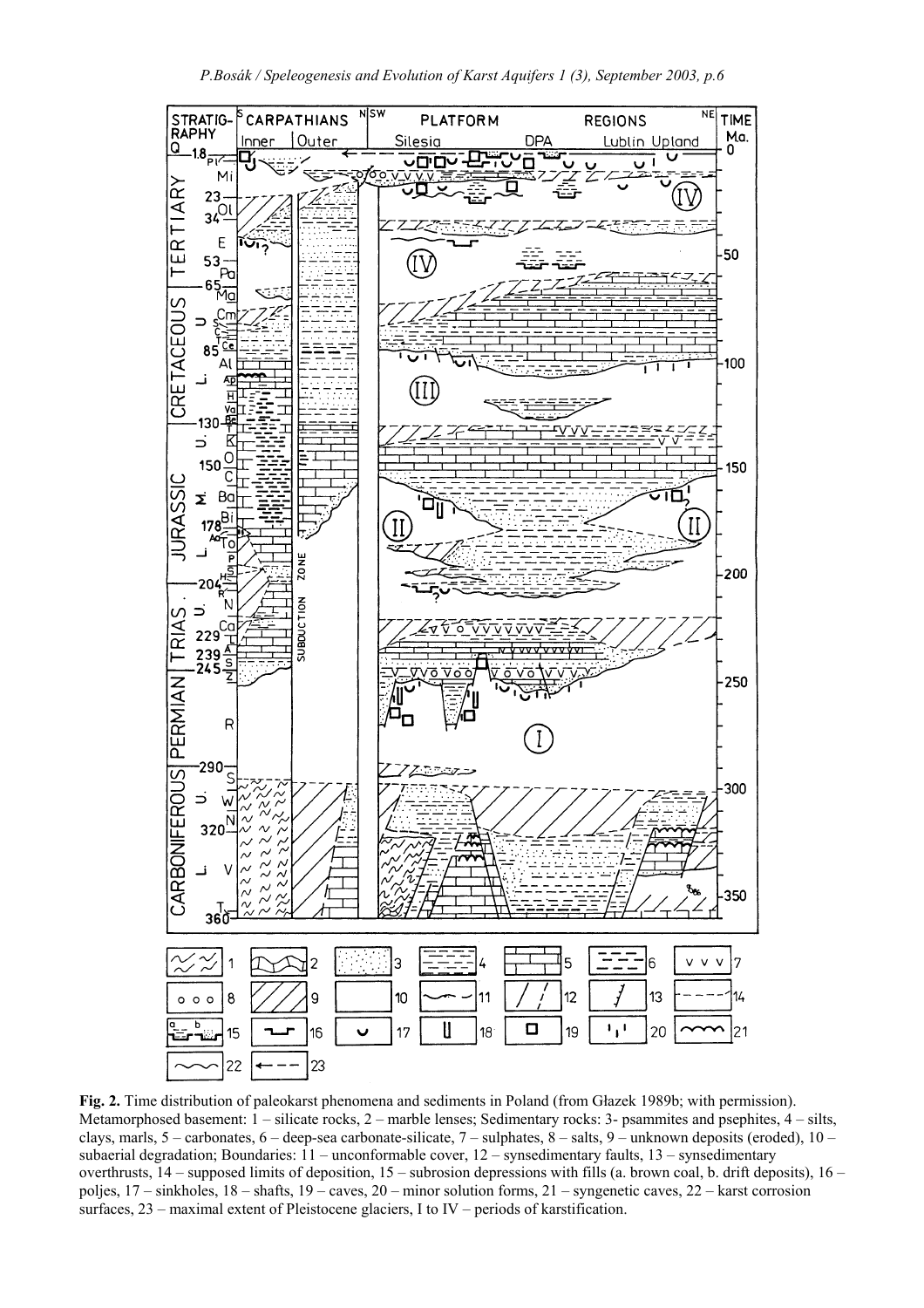**Fig. 2.** Time distribution of paleokarst phenomena and sediments in Poland (from Głazek 1989b; with permission). Metamorphosed basement: 1 – silicate rocks, 2 – marble lenses; Sedimentary rocks: 3- psammites and psephites, 4 – silts, clays, marls, 5 – carbonates, 6 – deep-sea carbonate-silicate, 7 – sulphates, 8 – salts, 9 – unknown deposits (eroded), 10 – subaerial degradation; Boundaries: 11 – unconformable cover, 12 – synsedimentary faults, 13 – synsedimentary overthrusts, 14 – supposed limits of deposition, 15 – subrosion depressions with fills (a. brown coal, b. drift deposits), 16 – poljes, 17 – sinkholes, 18 – shafts, 19 – caves, 20 – minor solution forms, 21 – syngenetic caves, 22 – karst corrosion surfaces, 23 – maximal extent of Pleistocene glaciers, I to IV – periods of karstification.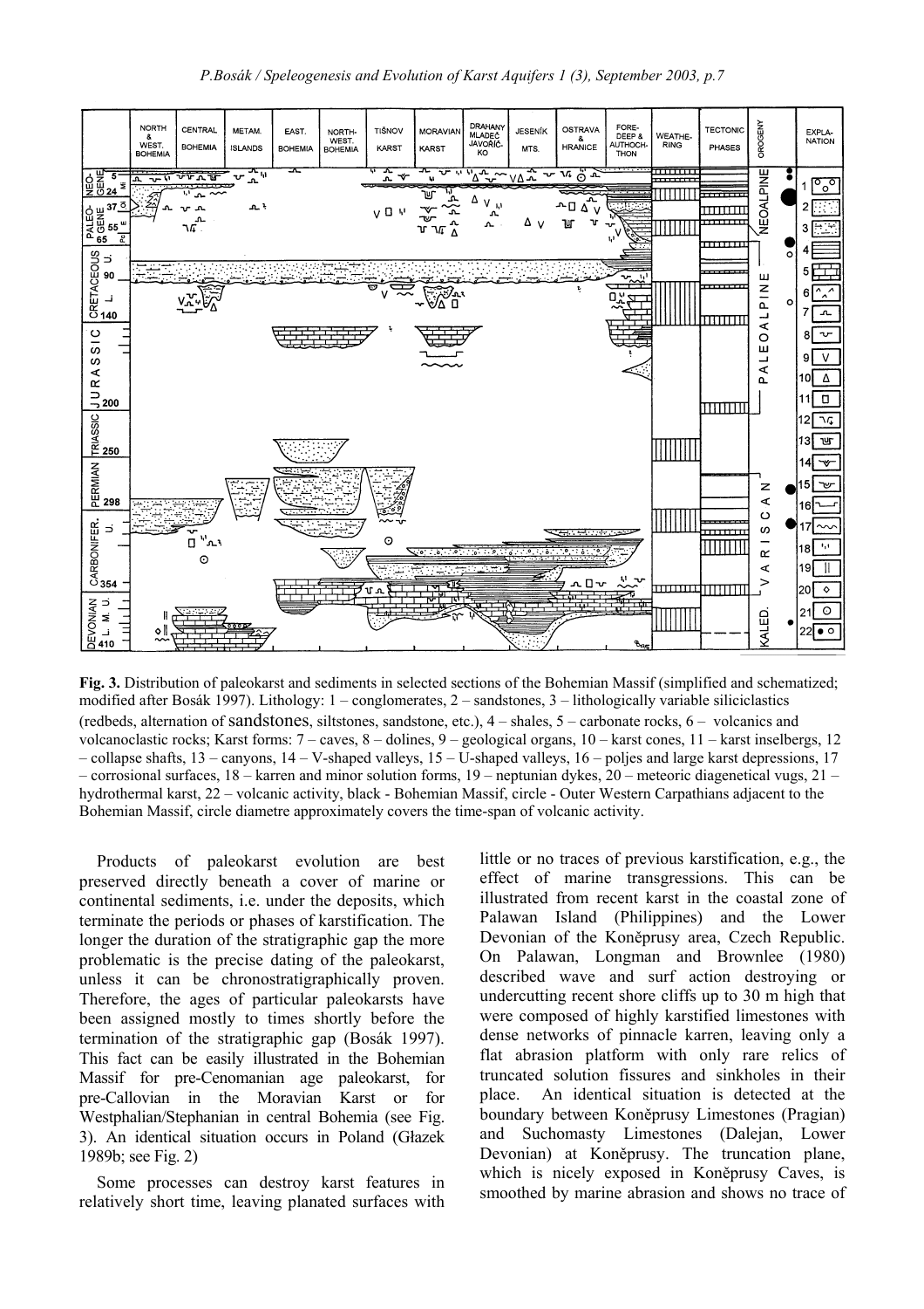**Fig. 3.** Distribution of paleokarst and sediments in selected sections of the Bohemian Massif (simplified and schematized; modified after Bosák 1997). Lithology: 1 – conglomerates, 2 – sandstones, 3 – lithologically variable siliciclastics (redbeds, alternation of sandstones, siltstones, sandstone, etc.), 4 – shales, 5 – carbonate rocks, 6 – volcanics and volcanoclastic rocks; Karst forms: 7 – caves, 8 – dolines, 9 – geological organs, 10 – karst cones, 11 – karst inselbergs, 12 – collapse shafts, 13 – canyons, 14 – V-shaped valleys, 15 – U-shaped valleys, 16 – poljes and large karst depressions, 17 – corrosional surfaces, 18 – karren and minor solution forms, 19 – neptunian dykes, 20 – meteoric diagenetical vugs, 21 – hydrothermal karst, 22 – volcanic activity, black - Bohemian Massif, circle - Outer Western Carpathians adjacent to the Bohemian Massif, circle diametre approximately covers the time-span of volcanic activity.

Products of paleokarst evolution are best preserved directly beneath a cover of marine or continental sediments, i.e. under the deposits, which terminate the periods or phases of karstification. The longer the duration of the stratigraphic gap the more problematic is the precise dating of the paleokarst, unless it can be chronostratigraphically proven. Therefore, the ages of particular paleokarsts have been assigned mostly to times shortly before the termination of the stratigraphic gap (Bosák 1997). This fact can be easily illustrated in the Bohemian Massif for pre-Cenomanian age paleokarst, for pre-Callovian in the Moravian Karst or for Westphalian/Stephanian in central Bohemia (see Fig. 3). An identical situation occurs in Poland (Głazek 1989b; see Fig. 2)

Some processes can destroy karst features in relatively short time, leaving planated surfaces with little or no traces of previous karstification, e.g., the effect of marine transgressions. This can be illustrated from recent karst in the coastal zone of Palawan Island (Philippines) and the Lower Devonian of the Koněprusy area, Czech Republic. On Palawan, Longman and Brownlee (1980) described wave and surf action destroying or undercutting recent shore cliffs up to 30 m high that were composed of highly karstified limestones with dense networks of pinnacle karren, leaving only a flat abrasion platform with only rare relics of truncated solution fissures and sinkholes in their place. An identical situation is detected at the boundary between Koněprusy Limestones (Pragian) and Suchomasty Limestones (Dalejan, Lower Devonian) at Koněprusy. The truncation plane, which is nicely exposed in Koněprusy Caves, is smoothed by marine abrasion and shows no trace of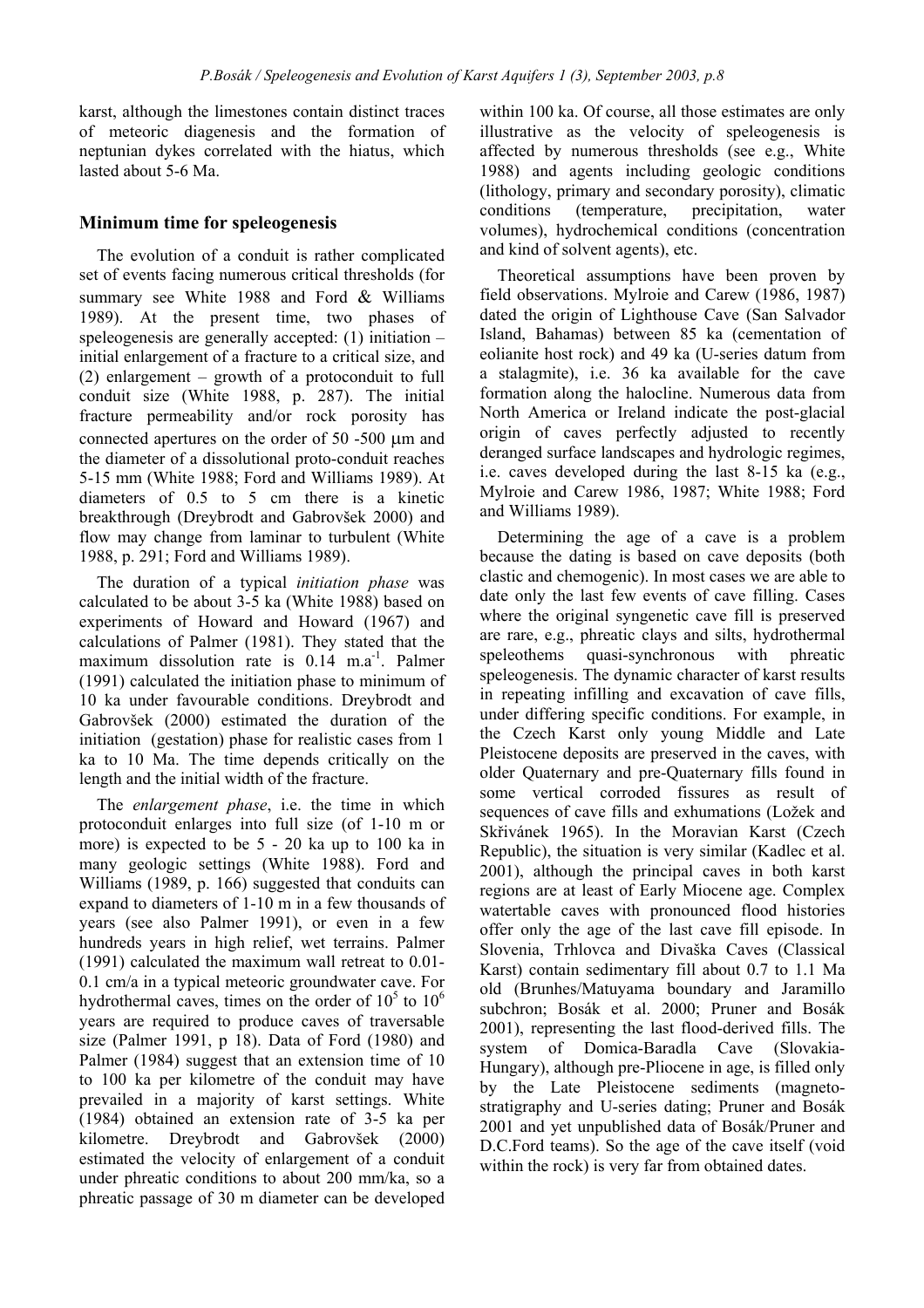karst, although the limestones contain distinct traces of meteoric diagenesis and the formation of neptunian dykes correlated with the hiatus, which lasted about 5-6 Ma.

## Minimum time for speleogenesis

The evolution of a conduit is rather complicated set of events facing numerous critical thresholds (for summary see White 1988 and Ford & Williams 1989). At the present time, two phases of speleogenesis are generally accepted: (1) initiation – initial enlargement of a fracture to a critical size, and (2) enlargement – growth of a protoconduit to full conduit size (White 1988, p. 287). The initial fracture permeability and/or rock porosity has connected apertures on the order of 50 -500 μm and the diameter of a dissolutional proto-conduit reaches 5-15 mm (White 1988; Ford and Williams 1989). At diameters of 0.5 to 5 cm there is a kinetic breakthrough (Dreybrodt and Gabrovšek 2000) and flow may change from laminar to turbulent (White 1988, p. 291; Ford and Williams 1989).

The duration of a typical *initiation phase* was calculated to be about 3-5 ka (White 1988) based on experiments of Howard and Howard (1967) and calculations of Palmer (1981). They stated that the maximum dissolution rate is 0.14 m.a$^{-1}$. Palmer (1991) calculated the initiation phase to minimum of 10 ka under favourable conditions. Dreybrodt and Gabrovšek (2000) estimated the duration of the initiation (gestation) phase for realistic cases from 1 ka to 10 Ma. The time depends critically on the length and the initial width of the fracture.

The *enlargement phase*, i.e. the time in which protoconduit enlarges into full size (of 1-10 m or more) is expected to be 5 - 20 ka up to 100 ka in many geologic settings (White 1988). Ford and Williams (1989, p. 166) suggested that conduits can expand to diameters of 1-10 m in a few thousands of years (see also Palmer 1991), or even in a few hundreds years in high relief, wet terrains. Palmer (1991) calculated the maximum wall retreat to 0.01-0.1 cm/a in a typical meteoric groundwater cave. For hydrothermal caves, times on the order of $10^5$ to $10^6$ years are required to produce caves of traversable size (Palmer 1991, p 18). Data of Ford (1980) and Palmer (1984) suggest that an extension time of 10 to 100 ka per kilometre of the conduit may have prevailed in a majority of karst settings. White (1984) obtained an extension rate of 3-5 ka per kilometre. Dreybrodt and Gabrovšek (2000) estimated the velocity of enlargement of a conduit under phreatic conditions to about 200 mm/ka, so a phreatic passage of 30 m diameter can be developed within 100 ka. Of course, all those estimates are only illustrative as the velocity of speleogenesis is affected by numerous thresholds (see e.g., White 1988) and agents including geologic conditions (lithology, primary and secondary porosity), climatic conditions (temperature, precipitation, water volumes), hydrochemical conditions (concentration and kind of solvent agents), etc.

Theoretical assumptions have been proven by field observations. Mylroie and Carew (1986, 1987) dated the origin of Lighthouse Cave (San Salvador Island, Bahamas) between 85 ka (cementation of eolianite host rock) and 49 ka (U-series datum from a stalagmite), i.e. 36 ka available for the cave formation along the halocline. Numerous data from North America or Ireland indicate the post-glacial origin of caves perfectly adjusted to recently deranged surface landscapes and hydrologic regimes, i.e. caves developed during the last 8-15 ka (e.g., Mylroie and Carew 1986, 1987; White 1988; Ford and Williams 1989).

Determining the age of a cave is a problem because the dating is based on cave deposits (both clastic and chemogenic). In most cases we are able to date only the last few events of cave filling. Cases where the original syngenetic cave fill is preserved are rare, e.g., phreatic clays and silts, hydrothermal speleothems quasi-synchronous with phreatic speleogenesis. The dynamic character of karst results in repeating infilling and excavation of cave fills, under differing specific conditions. For example, in the Czech Karst only young Middle and Late Pleistocene deposits are preserved in the caves, with older Quaternary and pre-Quaternary fills found in some vertical corroded fissures as result of sequences of cave fills and exhumations (Ložek and Skřivánek 1965). In the Moravian Karst (Czech Republic), the situation is very similar (Kadlec et al. 2001), although the principal caves in both karst regions are at least of Early Miocene age. Complex watertable caves with pronounced flood histories offer only the age of the last cave fill episode. In Slovenia, Trhlovca and Divaška Caves (Classical Karst) contain sedimentary fill about 0.7 to 1.1 Ma old (Brunhes/Matuyama boundary and Jaramillo subchron; Bosák et al. 2000; Pruner and Bosák 2001), representing the last flood-derived fills. The system of Domica-Baradla Cave (Slovakia-Hungary), although pre-Pliocene in age, is filled only by the Late Pleistocene sediments (magneto-stratigraphy and U-series dating; Pruner and Bosák 2001 and yet unpublished data of Bosák/Pruner and D.C.Ford teams). So the age of the cave itself (void within the rock) is very far from obtained dates.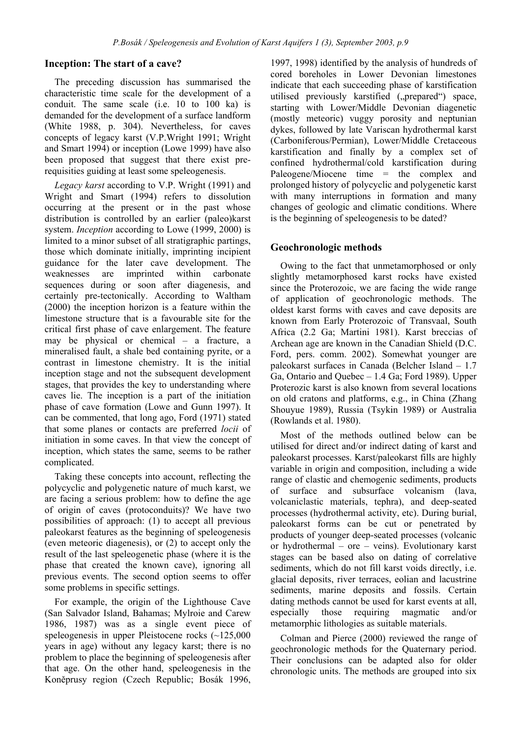## Inception: The start of a cave?

The preceding discussion has summarised the characteristic time scale for the development of a conduit. The same scale (i.e. 10 to 100 ka) is demanded for the development of a surface landform (White 1988, p. 304). Nevertheless, for caves concepts of legacy karst (V.P.Wright 1991; Wright and Smart 1994) or inception (Lowe 1999) have also been proposed that suggest that there exist pre-requisities guiding at least some speleogenesis.

*Legacy karst* according to V.P. Wright (1991) and Wright and Smart (1994) refers to dissolution occurring at the present or in the past whose distribution is controlled by an earlier (paleo)karst system. *Inception* according to Lowe (1999, 2000) is limited to a minor subset of all stratigraphic partings, those which dominate initially, imprinting incipient guidance for the later cave development. The weaknesses are imprinted within carbonate sequences during or soon after diagenesis, and certainly pre-tectonically. According to Waltham (2000) the inception horizon is a feature within the limestone structure that is a favourable site for the critical first phase of cave enlargement. The feature may be physical or chemical – a fracture, a mineralised fault, a shale bed containing pyrite, or a contrast in limestone chemistry. It is the initial inception stage and not the subsequent development stages, that provides the key to understanding where caves lie. The inception is a part of the initiation phase of cave formation (Lowe and Gunn 1997). It can be commented, that long ago, Ford (1971) stated that some planes or contacts are preferred *locii* of initiation in some caves. In that view the concept of inception, which states the same, seems to be rather complicated.

Taking these concepts into account, reflecting the polycyclic and polygenetic nature of much karst, we are facing a serious problem: how to define the age of origin of caves (protoconduits)? We have two possibilities of approach: (1) to accept all previous paleokarst features as the beginning of speleogenesis (even meteoric diagenesis), or (2) to accept only the result of the last speleogenetic phase (where it is the phase that created the known cave), ignoring all previous events. The second option seems to offer some problems in specific settings.

For example, the origin of the Lighthouse Cave (San Salvador Island, Bahamas; Mylroie and Carew 1986, 1987) was as a single event piece of speleogenesis in upper Pleistocene rocks (~125,000 years in age) without any legacy karst; there is no problem to place the beginning of speleogenesis after that age. On the other hand, speleogenesis in the Koněprusy region (Czech Republic; Bosák 1996, 1997, 1998) identified by the analysis of hundreds of cored boreholes in Lower Devonian limestones indicate that each succeeding phase of karstification utilised previously karstified („prepared") space, starting with Lower/Middle Devonian diagenetic (mostly meteoric) vuggy porosity and neptunian dykes, followed by late Variscan hydrothermal karst (Carboniferous/Permian), Lower/Middle Cretaceous karstification and finally by a complex set of confined hydrothermal/cold karstification during Paleogene/Miocene time = the complex and prolonged history of polycyclic and polygenetic karst with many interruptions in formation and many changes of geologic and climatic conditions. Where is the beginning of speleogenesis to be dated?

## Geochronologic methods

Owing to the fact that unmetamorphosed or only slightly metamorphosed karst rocks have existed since the Proterozoic, we are facing the wide range of application of geochronologic methods. The oldest karst forms with caves and cave deposits are known from Early Proterozoic of Transvaal, South Africa (2.2 Ga; Martini 1981). Karst breccias of Archean age are known in the Canadian Shield (D.C. Ford, pers. comm. 2002). Somewhat younger are paleokarst surfaces in Canada (Belcher Island – 1.7 Ga, Ontario and Quebec – 1.4 Ga; Ford 1989). Upper Proterozic karst is also known from several locations on old cratons and platforms, e.g., in China (Zhang Shouyue 1989), Russia (Tsykin 1989) or Australia (Rowlands et al. 1980).

Most of the methods outlined below can be utilised for direct and/or indirect dating of karst and paleokarst processes. Karst/paleokarst fills are highly variable in origin and composition, including a wide range of clastic and chemogenic sediments, products of surface and subsurface volcanism (lava, volcaniclastic materials, tephra), and deep-seated processes (hydrothermal activity, etc). During burial, paleokarst forms can be cut or penetrated by products of younger deep-seated processes (volcanic or hydrothermal – ore – veins). Evolutionary karst stages can be based also on dating of correlative sediments, which do not fill karst voids directly, i.e. glacial deposits, river terraces, eolian and lacustrine sediments, marine deposits and fossils. Certain dating methods cannot be used for karst events at all, especially those requiring magmatic and/or metamorphic lithologies as suitable materials.

Colman and Pierce (2000) reviewed the range of geochronologic methods for the Quaternary period. Their conclusions can be adapted also for older chronologic units. The methods are grouped into six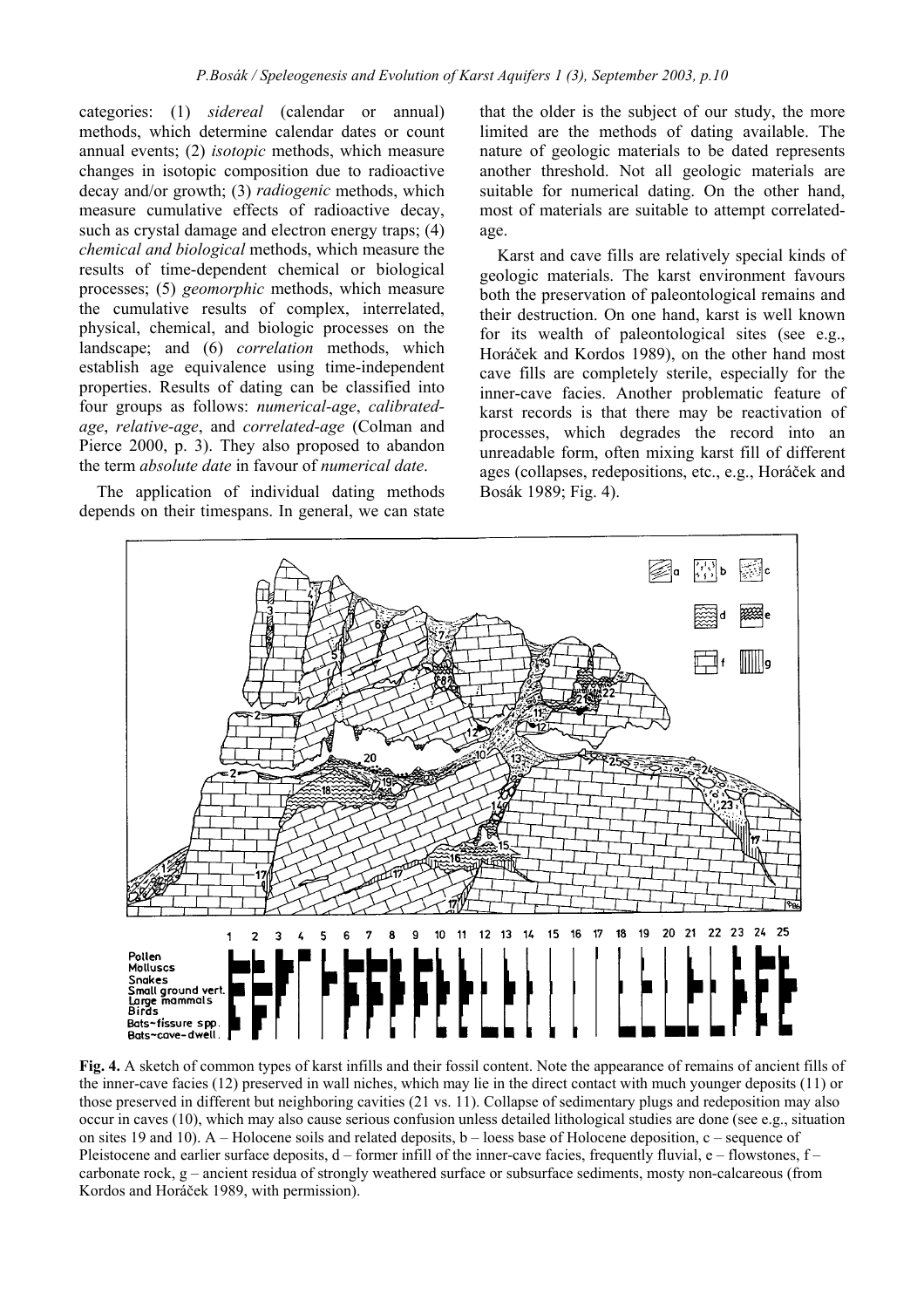categories: (1) *sidereal* (calendar or annual) methods, which determine calendar dates or count annual events; (2) *isotopic* methods, which measure changes in isotopic composition due to radioactive decay and/or growth; (3) *radiogenic* methods, which measure cumulative effects of radioactive decay, such as crystal damage and electron energy traps; (4) *chemical and biological* methods, which measure the results of time-dependent chemical or biological processes; (5) *geomorphic* methods, which measure the cumulative results of complex, interrelated, physical, chemical, and biologic processes on the landscape; and (6) *correlation* methods, which establish age equivalence using time-independent properties. Results of dating can be classified into four groups as follows: *numerical-age*, *calibrated-age*, *relative-age*, and *correlated-age* (Colman and Pierce 2000, p. 3). They also proposed to abandon the term *absolute date* in favour of *numerical date*.

The application of individual dating methods depends on their timespans. In general, we can state that the older is the subject of our study, the more limited are the methods of dating available. The nature of geologic materials to be dated represents another threshold. Not all geologic materials are suitable for numerical dating. On the other hand, most of materials are suitable to attempt correlated-age.

Karst and cave fills are relatively special kinds of geologic materials. The karst environment favours both the preservation of paleontological remains and their destruction. On one hand, karst is well known for its wealth of paleontological sites (see e.g., Horáček and Kordos 1989), on the other hand most cave fills are completely sterile, especially for the inner-cave facies. Another problematic feature of karst records is that there may be reactivation of processes, which degrades the record into an unreadable form, often mixing karst fill of different ages (collapses, redepositions, etc., e.g., Horáček and Bosák 1989; Fig. 4).

**Fig. 4.** A sketch of common types of karst infills and their fossil content. Note the appearance of remains of ancient fills of the inner-cave facies (12) preserved in wall niches, which may lie in the direct contact with much younger deposits (11) or those preserved in different but neighboring cavities (21 vs. 11). Collapse of sedimentary plugs and redeposition may also occur in caves (10), which may also cause serious confusion unless detailed lithological studies are done (see e.g., situation on sites 19 and 10). A – Holocene soils and related deposits, b – loess base of Holocene deposition, c – sequence of Pleistocene and earlier surface deposits, d – former infill of the inner-cave facies, frequently fluvial, e – flowstones, f – carbonate rock, g – ancient residua of strongly weathered surface or subsurface sediments, mosty non-calcareous (from Kordos and Horáček 1989, with permission).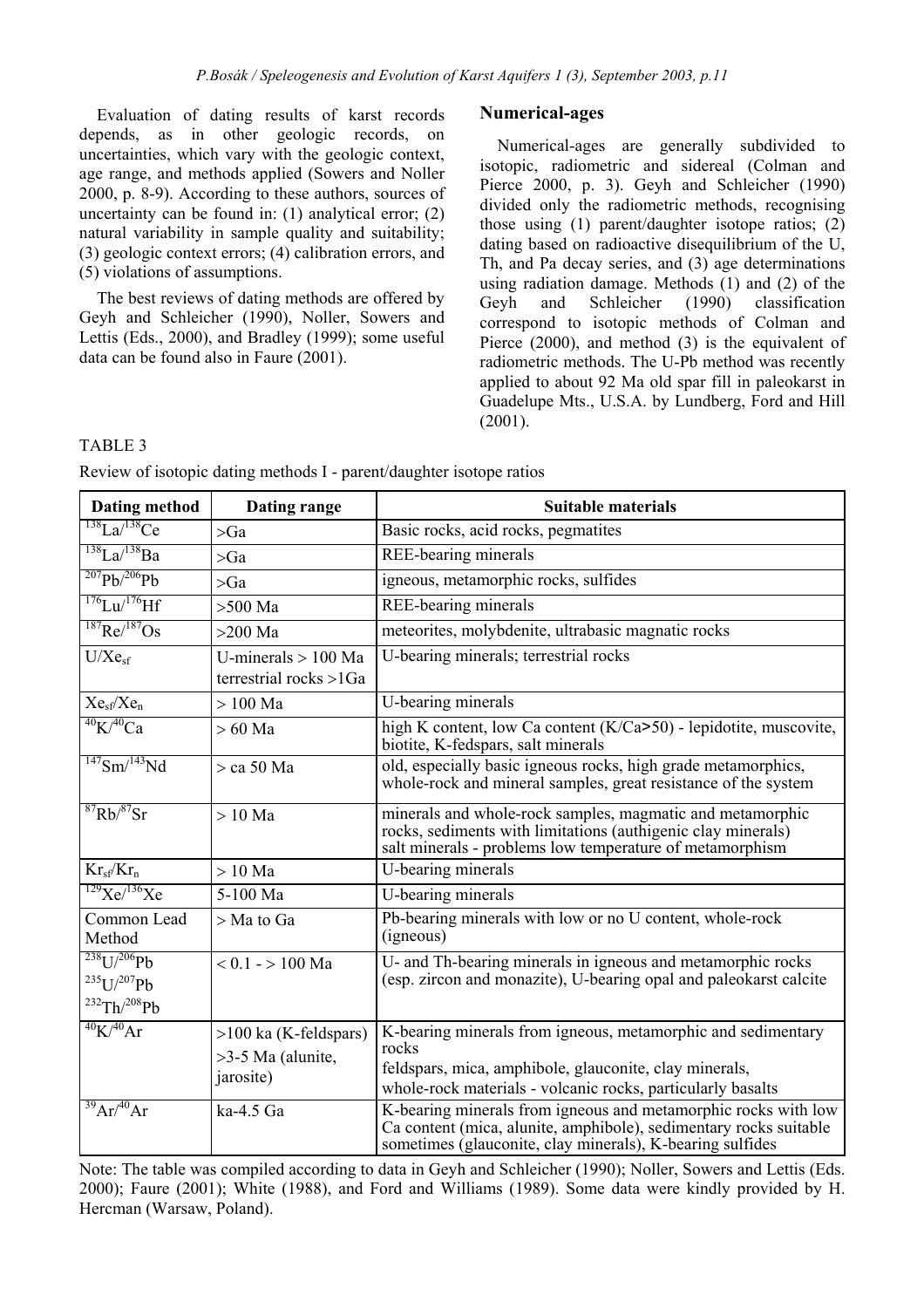Evaluation of dating results of karst records depends, as in other geologic records, on uncertainties, which vary with the geologic context, age range, and methods applied (Sowers and Noller 2000, p. 8-9). According to these authors, sources of uncertainty can be found in: (1) analytical error; (2) natural variability in sample quality and suitability; (3) geologic context errors; (4) calibration errors, and (5) violations of assumptions.

The best reviews of dating methods are offered by Geyh and Schleicher (1990), Noller, Sowers and Lettis (Eds., 2000), and Bradley (1999); some useful data can be found also in Faure (2001).

## Numerical-ages

Numerical-ages are generally subdivided to isotopic, radiometric and sidereal (Colman and Pierce 2000, p. 3). Geyh and Schleicher (1990) divided only the radiometric methods, recognising those using (1) parent/daughter isotope ratios; (2) dating based on radioactive disequilibrium of the U, Th, and Pa decay series, and (3) age determinations using radiation damage. Methods (1) and (2) of the Geyh and Schleicher (1990) classification correspond to isotopic methods of Colman and Pierce (2000), and method (3) is the equivalent of radiometric methods. The U-Pb method was recently applied to about 92 Ma old spar fill in paleokarst in Guadelupe Mts., U.S.A. by Lundberg, Ford and Hill (2001).

TABLE 3

Review of isotopic dating methods I - parent/daughter isotope ratios

| Dating method | Dating range | Suitable materials |
|---|---|---|
| $^{138}La/^{138}Ce$ | >Ga | Basic rocks, acid rocks, pegmatites |
| $^{138}La/^{138}Ba$ | >Ga | REE-bearing minerals |
| $^{207}Pb/^{206}Pb$ | >Ga | igneous, metamorphic rocks, sulfides |
| $^{176}Lu/^{176}Hf$ | >500 Ma | REE-bearing minerals |
| $^{187}Re/^{187}Os$ | >200 Ma | meteorites, molybdenite, ultrabasic magnatic rocks |
| $U/Xe_{sf}$ | U-minerals > 100 Ma<br>terrestrial rocks >1Ga | U-bearing minerals; terrestrial rocks |
| $Xe_{sf}/Xe_n$ | > 100 Ma | U-bearing minerals |
| $^{40}K/^{40}Ca$ | > 60 Ma | high K content, low Ca content (K/Ca>50) - lepidotite, muscovite, biotite, K-fedspars, salt minerals |
| $^{147}Sm/^{143}Nd$ | > ca 50 Ma | old, especially basic igneous rocks, high grade metamorphics, whole-rock and mineral samples, great resistance of the system |
| $^{87}Rb/^{87}Sr$ | > 10 Ma | minerals and whole-rock samples, magmatic and metamorphic rocks, sediments with limitations (authigenic clay minerals) salt minerals - problems low temperature of metamorphism |
| $Kr_{sf}/Kr_n$ | > 10 Ma | U-bearing minerals |
| $^{129}Xe/^{136}Xe$ | 5-100 Ma | U-bearing minerals |
| Common Lead Method | > Ma to Ga | Pb-bearing minerals with low or no U content, whole-rock (igneous) |
| $^{238}U/^{206}Pb$<br>$^{235}U/^{207}Pb$<br>$^{232}Th/^{208}Pb$ | < 0.1 - > 100 Ma | U- and Th-bearing minerals in igneous and metamorphic rocks (esp. zircon and monazite), U-bearing opal and paleokarst calcite |
| $^{40}K/^{40}Ar$ | >100 ka (K-feldspars)<br>>3-5 Ma (alunite, jarosite) | K-bearing minerals from igneous, metamorphic and sedimentary rocks<br>feldspars, mica, amphibole, glauconite, clay minerals,<br>whole-rock materials - volcanic rocks, particularly basalts |
| $^{39}Ar/^{40}Ar$ | ka-4.5 Ga | K-bearing minerals from igneous and metamorphic rocks with low Ca content (mica, alunite, amphibole), sedimentary rocks suitable sometimes (glauconite, clay minerals), K-bearing sulfides |

Note: The table was compiled according to data in Geyh and Schleicher (1990); Noller, Sowers and Lettis (Eds. 2000); Faure (2001); White (1988), and Ford and Williams (1989). Some data were kindly provided by H. Hercman (Warsaw, Poland).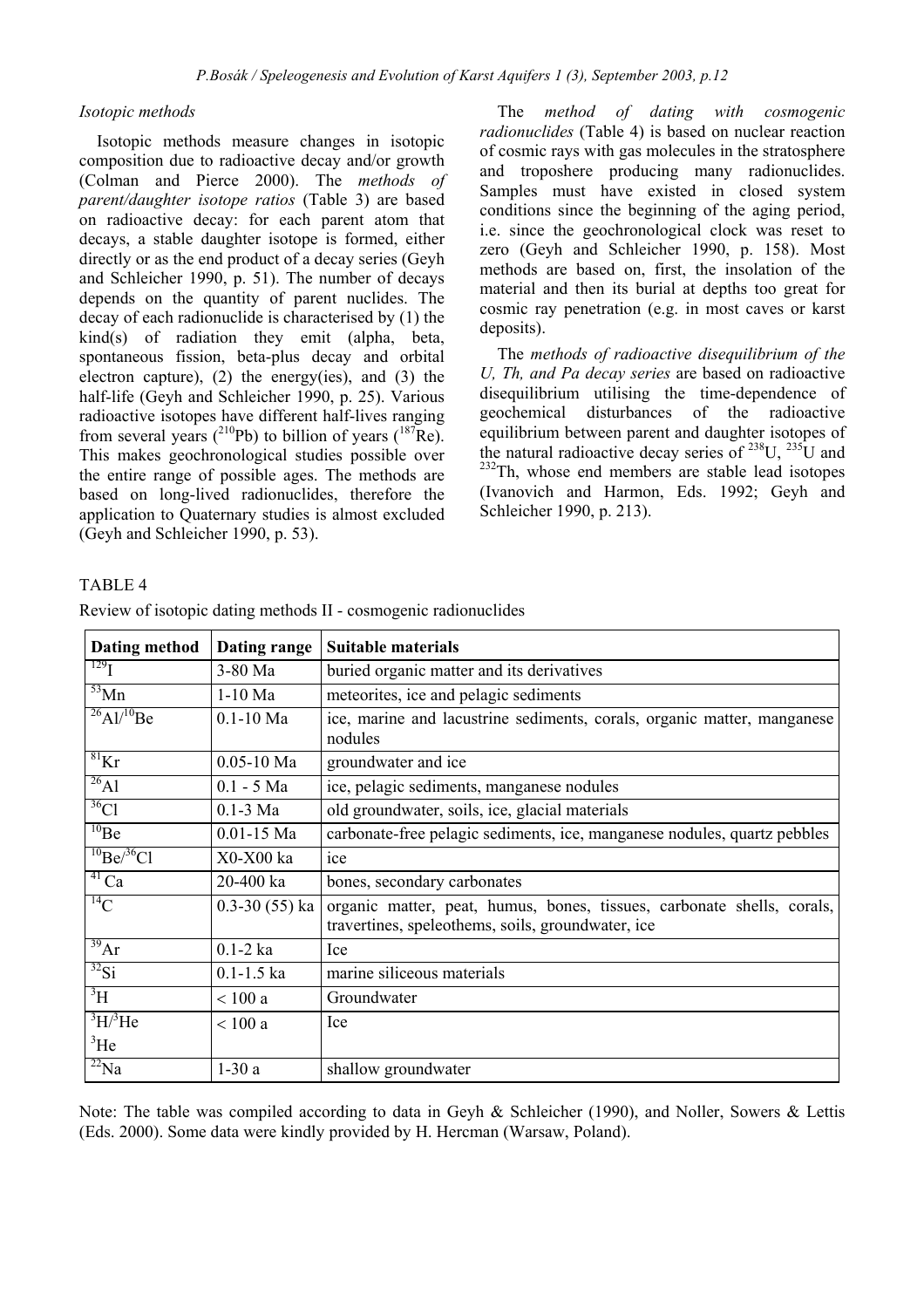*Isotopic methods*

Isotopic methods measure changes in isotopic composition due to radioactive decay and/or growth (Colman and Pierce 2000). The *methods of parent/daughter isotope ratios* (Table 3) are based on radioactive decay: for each parent atom that decays, a stable daughter isotope is formed, either directly or as the end product of a decay series (Geyh and Schleicher 1990, p. 51). The number of decays depends on the quantity of parent nuclides. The decay of each radionuclide is characterised by (1) the kind(s) of radiation they emit (alpha, beta, spontaneous fission, beta-plus decay and orbital electron capture), (2) the energy(ies), and (3) the half-life (Geyh and Schleicher 1990, p. 25). Various radioactive isotopes have different half-lives ranging from several years ($^{210}$Pb) to billion of years ($^{187}$Re). This makes geochronological studies possible over the entire range of possible ages. The methods are based on long-lived radionuclides, therefore the application to Quaternary studies is almost excluded (Geyh and Schleicher 1990, p. 53).

The *method of dating with cosmogenic radionuclides* (Table 4) is based on nuclear reaction of cosmic rays with gas molecules in the stratosphere and troposhere producing many radionuclides. Samples must have existed in closed system conditions since the beginning of the aging period, i.e. since the geochronological clock was reset to zero (Geyh and Schleicher 1990, p. 158). Most methods are based on, first, the insolation of the material and then its burial at depths too great for cosmic ray penetration (e.g. in most caves or karst deposits).

The *methods of radioactive disequilibrium of the U, Th, and Pa decay series* are based on radioactive disequilibrium utilising the time-dependence of geochemical disturbances of the radioactive equilibrium between parent and daughter isotopes of the natural radioactive decay series of $^{238}$U, $^{235}$U and $^{232}$Th, whose end members are stable lead isotopes (Ivanovich and Harmon, Eds. 1992; Geyh and Schleicher 1990, p. 213).

TABLE 4

Review of isotopic dating methods II - cosmogenic radionuclides

| Dating method | Dating range | Suitable materials |
|---|---|---|
| $^{129}$I | 3-80 Ma | buried organic matter and its derivatives |
| $^{53}$Mn | 1-10 Ma | meteorites, ice and pelagic sediments |
| $^{26}$Al/$^{10}$Be | 0.1-10 Ma | ice, marine and lacustrine sediments, corals, organic matter, manganese nodules |
| $^{81}$Kr | 0.05-10 Ma | groundwater and ice |
| $^{26}$Al | 0.1 - 5 Ma | ice, pelagic sediments, manganese nodules |
| $^{36}$Cl | 0.1-3 Ma | old groundwater, soils, ice, glacial materials |
| $^{10}$Be | 0.01-15 Ma | carbonate-free pelagic sediments, ice, manganese nodules, quartz pebbles |
| $^{10}$Be/$^{36}$Cl | X0-X00 ka | ice |
| $^{41}$Ca | 20-400 ka | bones, secondary carbonates |
| $^{14}$C | 0.3-30 (55) ka | organic matter, peat, humus, bones, tissues, carbonate shells, corals, travertines, speleothems, soils, groundwater, ice |
| $^{39}$Ar | 0.1-2 ka | Ice |
| $^{32}$Si | 0.1-1.5 ka | marine siliceous materials |
| $^{3}$H | < 100 a | Groundwater |
| $^{3}$H/$^{3}$He<br>$^{3}$He | < 100 a | Ice |
| $^{22}$Na | 1-30 a | shallow groundwater |

Note: The table was compiled according to data in Geyh & Schleicher (1990), and Noller, Sowers & Lettis (Eds. 2000). Some data were kindly provided by H. Hercman (Warsaw, Poland).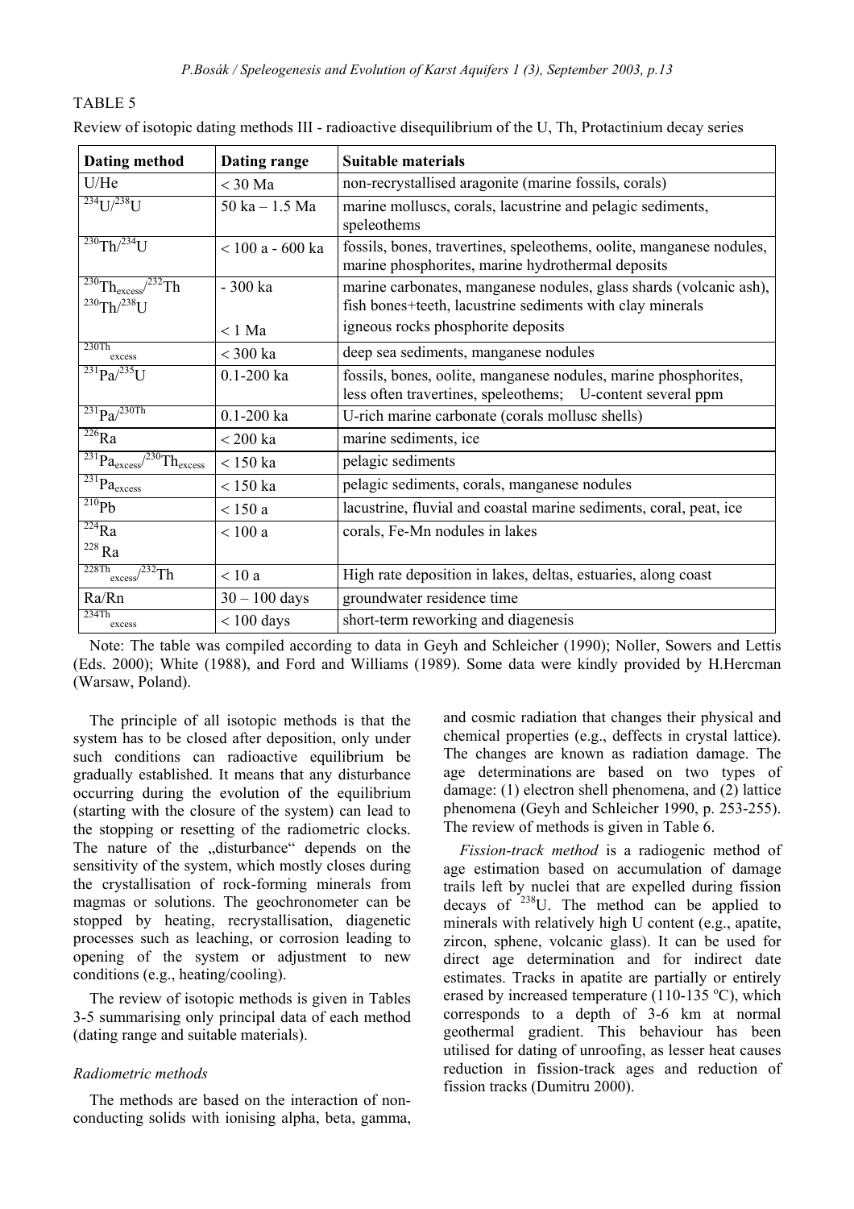TABLE 5

Review of isotopic dating methods III - radioactive disequilibrium of the U, Th, Protactinium decay series

| Dating method | Dating range | Suitable materials |
|---|---|---|
| U/He | < 30 Ma | non-recrystallised aragonite (marine fossils, corals) |
| $^{234}U/^{238}U$ | 50 ka – 1.5 Ma | marine molluscs, corals, lacustrine and pelagic sediments, speleothems |
| $^{230}Th/^{234}U$ | < 100 a - 600 ka | fossils, bones, travertines, speleothems, oolite, manganese nodules, marine phosphorites, marine hydrothermal deposits |
| $^{230}Th_{excess}/^{232}Th$<br>$^{230}Th/^{238}U$ | - 300 ka<br><br>< 1 Ma | marine carbonates, manganese nodules, glass shards (volcanic ash), fish bones+teeth, lacustrine sediments with clay minerals<br>igneous rocks phosphorite deposits |
| $^{230}Th_{excess}$ | < 300 ka | deep sea sediments, manganese nodules |
| $^{231}Pa/^{235}U$ | 0.1-200 ka | fossils, bones, oolite, manganese nodules, marine phosphorites, less often travertines, speleothems; U-content several ppm |
| $^{231}Pa/^{230}Th$ | 0.1-200 ka | U-rich marine carbonate (corals mollusc shells) |
| $^{226}Ra$ | < 200 ka | marine sediments, ice |
| $^{231}Pa_{excess}/^{230}Th_{excess}$ | < 150 ka | pelagic sediments |
| $^{231}Pa_{excess}$ | < 150 ka | pelagic sediments, corals, manganese nodules |
| $^{210}Pb$ | < 150 a | lacustrine, fluvial and coastal marine sediments, coral, peat, ice |
| $^{224}Ra$<br>$^{228}Ra$ | < 100 a | corals, Fe-Mn nodules in lakes |
| $^{228}Th_{excess}/^{232}Th$ | < 10 a | High rate deposition in lakes, deltas, estuaries, along coast |
| Ra/Rn | 30 – 100 days | groundwater residence time |
| $^{234}Th_{excess}$ | < 100 days | short-term reworking and diagenesis |

Note: The table was compiled according to data in Geyh and Schleicher (1990); Noller, Sowers and Lettis (Eds. 2000); White (1988), and Ford and Williams (1989). Some data were kindly provided by H.Hercman (Warsaw, Poland).

The principle of all isotopic methods is that the system has to be closed after deposition, only under such conditions can radioactive equilibrium be gradually established. It means that any disturbance occurring during the evolution of the equilibrium (starting with the closure of the system) can lead to the stopping or resetting of the radiometric clocks. The nature of the „disturbance" depends on the sensitivity of the system, which mostly closes during the crystallisation of rock-forming minerals from magmas or solutions. The geochronometer can be stopped by heating, recrystallisation, diagenetic processes such as leaching, or corrosion leading to opening of the system or adjustment to new conditions (e.g., heating/cooling).

The review of isotopic methods is given in Tables 3-5 summarising only principal data of each method (dating range and suitable materials).

*Radiometric methods*

The methods are based on the interaction of non-conducting solids with ionising alpha, beta, gamma, and cosmic radiation that changes their physical and chemical properties (e.g., deffects in crystal lattice). The changes are known as radiation damage. The age determinations are based on two types of damage: (1) electron shell phenomena, and (2) lattice phenomena (Geyh and Schleicher 1990, p. 253-255). The review of methods is given in Table 6.

*Fission-track method* is a radiogenic method of age estimation based on accumulation of damage trails left by nuclei that are expelled during fission decays of $^{238}U$. The method can be applied to minerals with relatively high U content (e.g., apatite, zircon, sphene, volcanic glass). It can be used for direct age determination and for indirect date estimates. Tracks in apatite are partially or entirely erased by increased temperature (110-135 °C), which corresponds to a depth of 3-6 km at normal geothermal gradient. This behaviour has been utilised for dating of unroofing, as lesser heat causes reduction in fission-track ages and reduction of fission tracks (Dumitru 2000).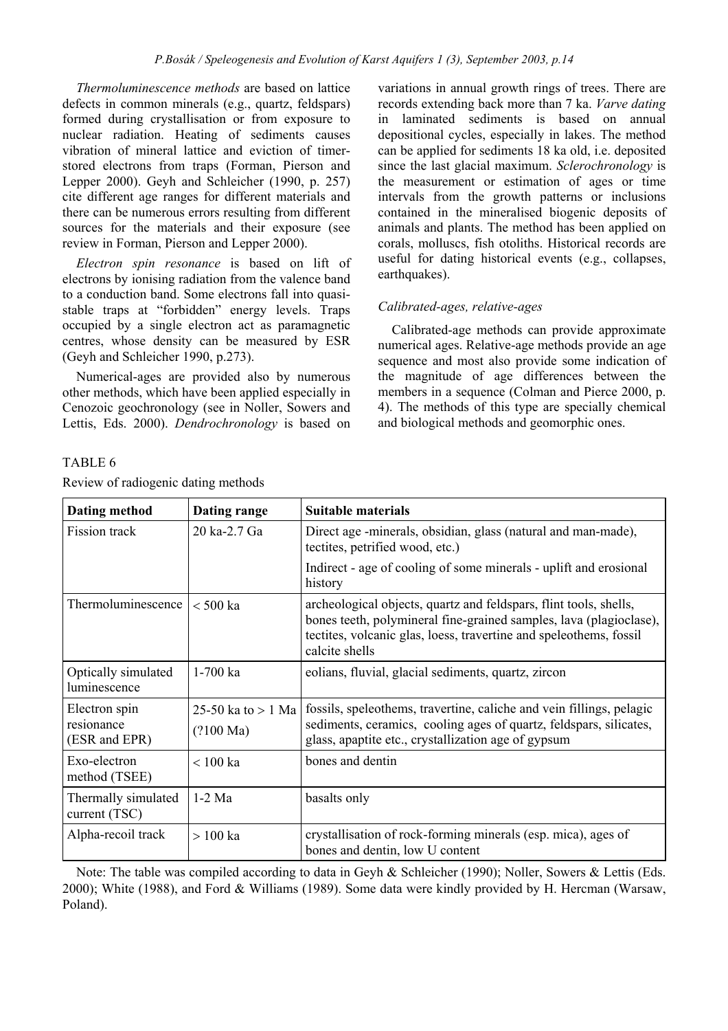*Thermoluminescence methods* are based on lattice defects in common minerals (e.g., quartz, feldspars) formed during crystallisation or from exposure to nuclear radiation. Heating of sediments causes vibration of mineral lattice and eviction of timer-stored electrons from traps (Forman, Pierson and Lepper 2000). Geyh and Schleicher (1990, p. 257) cite different age ranges for different materials and there can be numerous errors resulting from different sources for the materials and their exposure (see review in Forman, Pierson and Lepper 2000).

*Electron spin resonance* is based on lift of electrons by ionising radiation from the valence band to a conduction band. Some electrons fall into quasi-stable traps at "forbidden" energy levels. Traps occupied by a single electron act as paramagnetic centres, whose density can be measured by ESR (Geyh and Schleicher 1990, p.273).

Numerical-ages are provided also by numerous other methods, which have been applied especially in Cenozoic geochronology (see in Noller, Sowers and Lettis, Eds. 2000). *Dendrochronology* is based on variations in annual growth rings of trees. There are records extending back more than 7 ka. *Varve dating* in laminated sediments is based on annual depositional cycles, especially in lakes. The method can be applied for sediments 18 ka old, i.e. deposited since the last glacial maximum. *Sclerochronology* is the measurement or estimation of ages or time intervals from the growth patterns or inclusions contained in the mineralised biogenic deposits of animals and plants. The method has been applied on corals, molluscs, fish otoliths. Historical records are useful for dating historical events (e.g., collapses, earthquakes).

### *Calibrated-ages, relative-ages*

Calibrated-age methods can provide approximate numerical ages. Relative-age methods provide an age sequence and most also provide some indication of the magnitude of age differences between the members in a sequence (Colman and Pierce 2000, p. 4). The methods of this type are specially chemical and biological methods and geomorphic ones.

TABLE 6

Review of radiogenic dating methods

| **Dating method** | **Dating range** | **Suitable materials** |
|---|---|---|
| Fission track | 20 ka-2.7 Ga | Direct age -minerals, obsidian, glass (natural and man-made), tectites, petrified wood, etc.) |
| | | Indirect - age of cooling of some minerals - uplift and erosional history |
| Thermoluminescence | < 500 ka | archeological objects, quartz and feldspars, flint tools, shells, bones teeth, polymineral fine-grained samples, lava (plagioclase), tectites, volcanic glas, loess, travertine and speleothems, fossil calcite shells |
| Optically simulated luminescence | 1-700 ka | eolians, fluvial, glacial sediments, quartz, zircon |
| Electron spin resonance (ESR and EPR) | 25-50 ka to > 1 Ma (?100 Ma) | fossils, speleothems, travertine, caliche and vein fillings, pelagic sediments, ceramics, cooling ages of quartz, feldspars, silicates, glass, apaptite etc., crystallization age of gypsum |
| Exo-electron method (TSEE) | < 100 ka | bones and dentin |
| Thermally simulated current (TSC) | 1-2 Ma | basalts only |
| Alpha-recoil track | > 100 ka | crystallisation of rock-forming minerals (esp. mica), ages of bones and dentin, low U content |

Note: The table was compiled according to data in Geyh & Schleicher (1990); Noller, Sowers & Lettis (Eds. 2000); White (1988), and Ford & Williams (1989). Some data were kindly provided by H. Hercman (Warsaw, Poland).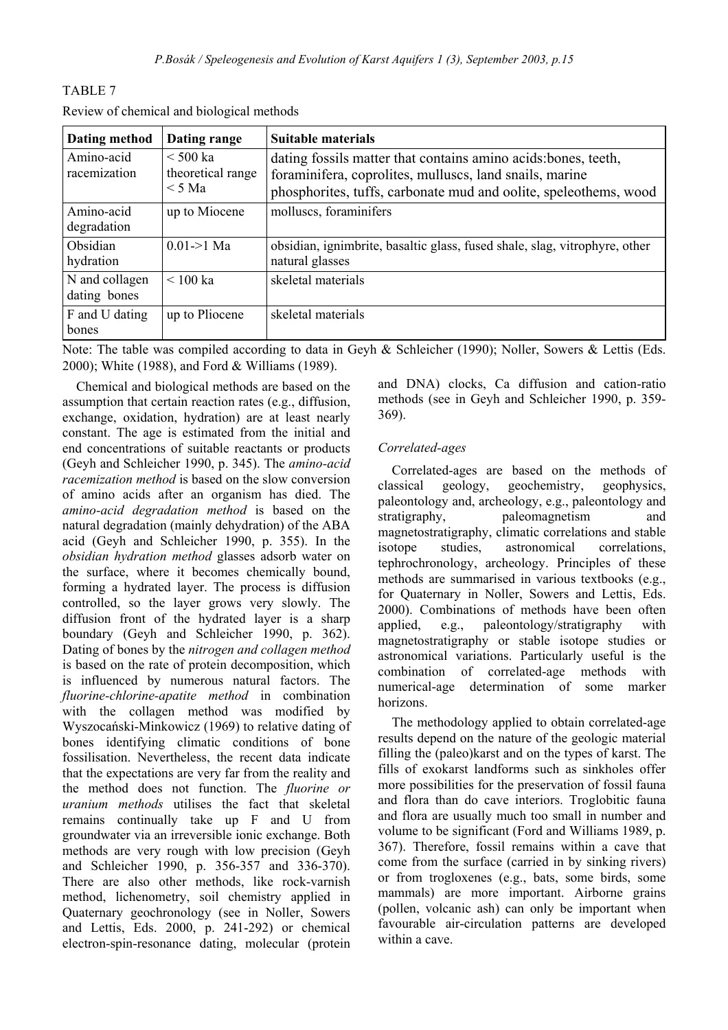TABLE 7

Review of chemical and biological methods

| Dating method | Dating range | Suitable materials |
|---|---|---|
| Amino-acid racemization | < 500 ka theoretical range < 5 Ma | dating fossils matter that contains amino acids:bones, teeth, foraminifera, coprolites, mulluscs, land snails, marine phosphorites, tuffs, carbonate mud and oolite, speleothems, wood |
| Amino-acid degradation | up to Miocene | molluscs, foraminifers |
| Obsidian hydration | 0.01->1 Ma | obsidian, ignimbrite, basaltic glass, fused shale, slag, vitrophyre, other natural glasses |
| N and collagen dating bones | < 100 ka | skeletal materials |
| F and U dating bones | up to Pliocene | skeletal materials |

Note: The table was compiled according to data in Geyh & Schleicher (1990); Noller, Sowers & Lettis (Eds. 2000); White (1988), and Ford & Williams (1989).

Chemical and biological methods are based on the assumption that certain reaction rates (e.g., diffusion, exchange, oxidation, hydration) are at least nearly constant. The age is estimated from the initial and end concentrations of suitable reactants or products (Geyh and Schleicher 1990, p. 345). The *amino-acid racemization method* is based on the slow conversion of amino acids after an organism has died. The *amino-acid degradation method* is based on the natural degradation (mainly dehydration) of the ABA acid (Geyh and Schleicher 1990, p. 355). In the *obsidian hydration method* glasses adsorb water on the surface, where it becomes chemically bound, forming a hydrated layer. The process is diffusion controlled, so the layer grows very slowly. The diffusion front of the hydrated layer is a sharp boundary (Geyh and Schleicher 1990, p. 362). Dating of bones by the *nitrogen and collagen method* is based on the rate of protein decomposition, which is influenced by numerous natural factors. The *fluorine-chlorine-apatite method* in combination with the collagen method was modified by Wyszocański-Minkowicz (1969) to relative dating of bones identifying climatic conditions of bone fossilisation. Nevertheless, the recent data indicate that the expectations are very far from the reality and the method does not function. The *fluorine or uranium methods* utilises the fact that skeletal remains continually take up F and U from groundwater via an irreversible ionic exchange. Both methods are very rough with low precision (Geyh and Schleicher 1990, p. 356-357 and 336-370). There are also other methods, like rock-varnish method, lichenometry, soil chemistry applied in Quaternary geochronology (see in Noller, Sowers and Lettis, Eds. 2000, p. 241-292) or chemical electron-spin-resonance dating, molecular (protein and DNA) clocks, Ca diffusion and cation-ratio methods (see in Geyh and Schleicher 1990, p. 359-369).

### *Correlated-ages*

Correlated-ages are based on the methods of classical geology, geochemistry, geophysics, paleontology and, archeology, e.g., paleontology and stratigraphy, paleomagnetism and magnetostratigraphy, climatic correlations and stable isotope studies, astronomical correlations, tephrochronology, archeology. Principles of these methods are summarised in various textbooks (e.g., for Quaternary in Noller, Sowers and Lettis, Eds. 2000). Combinations of methods have been often applied, e.g., paleontology/stratigraphy with magnetostratigraphy or stable isotope studies or astronomical variations. Particularly useful is the combination of correlated-age methods with numerical-age determination of some marker horizons.

The methodology applied to obtain correlated-age results depend on the nature of the geologic material filling the (paleo)karst and on the types of karst. The fills of exokarst landforms such as sinkholes offer more possibilities for the preservation of fossil fauna and flora than do cave interiors. Troglobitic fauna and flora are usually much too small in number and volume to be significant (Ford and Williams 1989, p. 367). Therefore, fossil remains within a cave that come from the surface (carried in by sinking rivers) or from trogloxenes (e.g., bats, some birds, some mammals) are more important. Airborne grains (pollen, volcanic ash) can only be important when favourable air-circulation patterns are developed within a cave.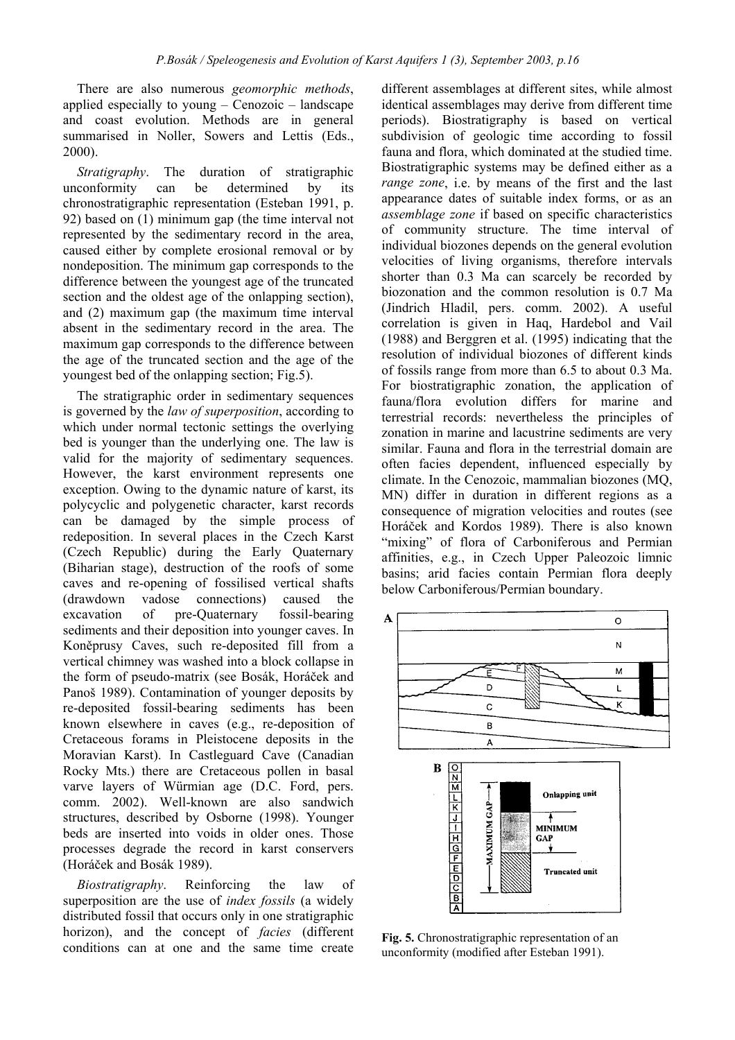There are also numerous *geomorphic methods*, applied especially to young – Cenozoic – landscape and coast evolution. Methods are in general summarised in Noller, Sowers and Lettis (Eds., 2000).

*Stratigraphy*. The duration of stratigraphic unconformity can be determined by its chronostratigraphic representation (Esteban 1991, p. 92) based on (1) minimum gap (the time interval not represented by the sedimentary record in the area, caused either by complete erosional removal or by nondeposition. The minimum gap corresponds to the difference between the youngest age of the truncated section and the oldest age of the onlapping section), and (2) maximum gap (the maximum time interval absent in the sedimentary record in the area. The maximum gap corresponds to the difference between the age of the truncated section and the age of the youngest bed of the onlapping section; Fig.5).

The stratigraphic order in sedimentary sequences is governed by the *law of superposition*, according to which under normal tectonic settings the overlying bed is younger than the underlying one. The law is valid for the majority of sedimentary sequences. However, the karst environment represents one exception. Owing to the dynamic nature of karst, its polycyclic and polygenetic character, karst records can be damaged by the simple process of redeposition. In several places in the Czech Karst (Czech Republic) during the Early Quaternary (Biharian stage), destruction of the roofs of some caves and re-opening of fossilised vertical shafts (drawdown vadose connections) caused the excavation of pre-Quaternary fossil-bearing sediments and their deposition into younger caves. In Koněprusy Caves, such re-deposited fill from a vertical chimney was washed into a block collapse in the form of pseudo-matrix (see Bosák, Horáček and Panoš 1989). Contamination of younger deposits by re-deposited fossil-bearing sediments has been known elsewhere in caves (e.g., re-deposition of Cretaceous forams in Pleistocene deposits in the Moravian Karst). In Castleguard Cave (Canadian Rocky Mts.) there are Cretaceous pollen in basal varve layers of Würmian age (D.C. Ford, pers. comm. 2002). Well-known are also sandwich structures, described by Osborne (1998). Younger beds are inserted into voids in older ones. Those processes degrade the record in karst conservers (Horáček and Bosák 1989).

*Biostratigraphy*. Reinforcing the law of superposition are the use of *index fossils* (a widely distributed fossil that occurs only in one stratigraphic horizon), and the concept of *facies* (different conditions can at one and the same time create different assemblages at different sites, while almost identical assemblages may derive from different time periods). Biostratigraphy is based on vertical subdivision of geologic time according to fossil fauna and flora, which dominated at the studied time. Biostratigraphic systems may be defined either as a *range zone*, i.e. by means of the first and the last appearance dates of suitable index forms, or as an *assemblage zone* if based on specific characteristics of community structure. The time interval of individual biozones depends on the general evolution velocities of living organisms, therefore intervals shorter than 0.3 Ma can scarcely be recorded by biozonation and the common resolution is 0.7 Ma (Jindrich Hladil, pers. comm. 2002). A useful correlation is given in Haq, Hardebol and Vail (1988) and Berggren et al. (1995) indicating that the resolution of individual biozones of different kinds of fossils range from more than 6.5 to about 0.3 Ma. For biostratigraphic zonation, the application of fauna/flora evolution differs for marine and terrestrial records: nevertheless the principles of zonation in marine and lacustrine sediments are very similar. Fauna and flora in the terrestrial domain are often facies dependent, influenced especially by climate. In the Cenozoic, mammalian biozones (MQ, MN) differ in duration in different regions as a consequence of migration velocities and routes (see Horáček and Kordos 1989). There is also known "mixing" of flora of Carboniferous and Permian affinities, e.g., in Czech Upper Paleozoic limnic basins; arid facies contain Permian flora deeply below Carboniferous/Permian boundary.

**Fig. 5.** Chronostratigraphic representation of an unconformity (modified after Esteban 1991).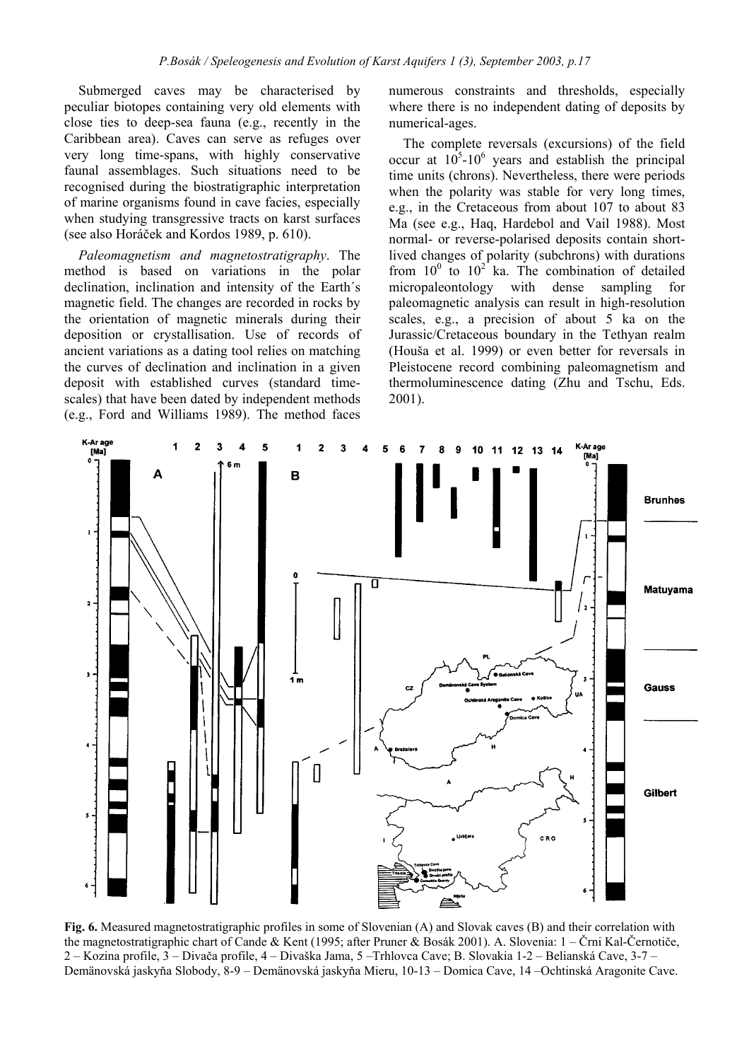Submerged caves may be characterised by peculiar biotopes containing very old elements with close ties to deep-sea fauna (e.g., recently in the Caribbean area). Caves can serve as refuges over very long time-spans, with highly conservative faunal assemblages. Such situations need to be recognised during the biostratigraphic interpretation of marine organisms found in cave facies, especially when studying transgressive tracts on karst surfaces (see also Horáček and Kordos 1989, p. 610).

*Paleomagnetism and magnetostratigraphy*. The method is based on variations in the polar declination, inclination and intensity of the Earth´s magnetic field. The changes are recorded in rocks by the orientation of magnetic minerals during their deposition or crystallisation. Use of records of ancient variations as a dating tool relies on matching the curves of declination and inclination in a given deposit with established curves (standard time-scales) that have been dated by independent methods (e.g., Ford and Williams 1989). The method faces numerous constraints and thresholds, especially where there is no independent dating of deposits by numerical-ages.

The complete reversals (excursions) of the field occur at $10^5$-$10^6$ years and establish the principal time units (chrons). Nevertheless, there were periods when the polarity was stable for very long times, e.g., in the Cretaceous from about 107 to about 83 Ma (see e.g., Haq, Hardebol and Vail 1988). Most normal- or reverse-polarised deposits contain short-lived changes of polarity (subchrons) with durations from $10^0$ to $10^2$ ka. The combination of detailed micropaleontology with dense sampling for paleomagnetic analysis can result in high-resolution scales, e.g., a precision of about 5 ka on the Jurassic/Cretaceous boundary in the Tethyan realm (Houša et al. 1999) or even better for reversals in Pleistocene record combining paleomagnetism and thermoluminescence dating (Zhu and Tschu, Eds. 2001).

**Fig. 6.** Measured magnetostratigraphic profiles in some of Slovenian (A) and Slovak caves (B) and their correlation with the magnetostratigraphic chart of Cande & Kent (1995; after Pruner & Bosák 2001). A. Slovenia: 1 – Črni Kal-Černotiče, 2 – Kozina profile, 3 – Divača profile, 4 – Divaška Jama, 5 –Trhlovca Cave; B. Slovakia 1-2 – Belianská Cave, 3-7 – Demänovská jaskyňa Slobody, 8-9 – Demänovská jaskyňa Mieru, 10-13 – Domica Cave, 14 –Ochtinská Aragonite Cave.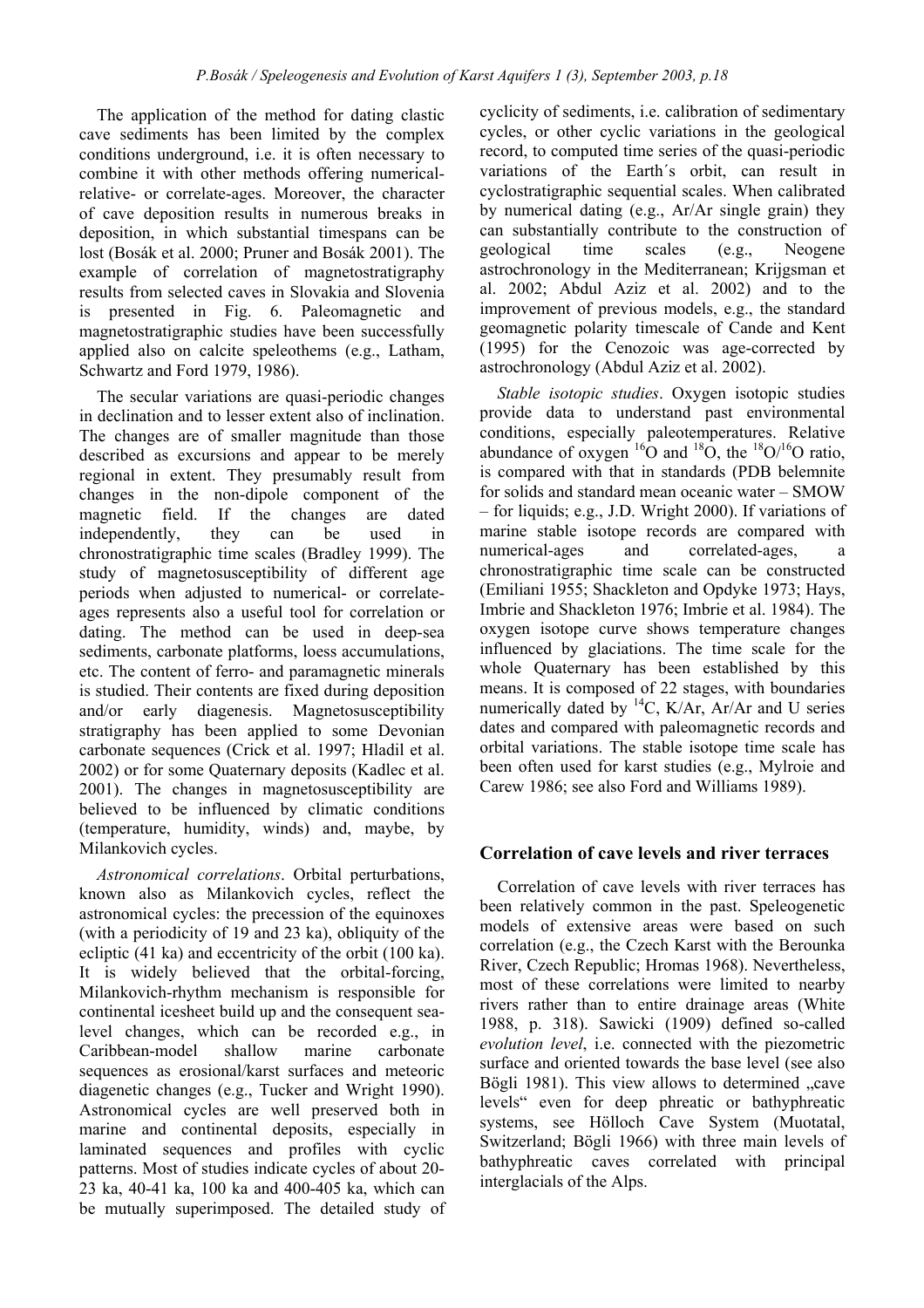The application of the method for dating clastic cave sediments has been limited by the complex conditions underground, i.e. it is often necessary to combine it with other methods offering numerical-relative- or correlate-ages. Moreover, the character of cave deposition results in numerous breaks in deposition, in which substantial timespans can be lost (Bosák et al. 2000; Pruner and Bosák 2001). The example of correlation of magnetostratigraphy results from selected caves in Slovakia and Slovenia is presented in Fig. 6. Paleomagnetic and magnetostratigraphic studies have been successfully applied also on calcite speleothems (e.g., Latham, Schwartz and Ford 1979, 1986).

The secular variations are quasi-periodic changes in declination and to lesser extent also of inclination. The changes are of smaller magnitude than those described as excursions and appear to be merely regional in extent. They presumably result from changes in the non-dipole component of the magnetic field. If the changes are dated independently, they can be used in chronostratigraphic time scales (Bradley 1999). The study of magnetosusceptibility of different age periods when adjusted to numerical- or correlate-ages represents also a useful tool for correlation or dating. The method can be used in deep-sea sediments, carbonate platforms, loess accumulations, etc. The content of ferro- and paramagnetic minerals is studied. Their contents are fixed during deposition and/or early diagenesis. Magnetosusceptibility stratigraphy has been applied to some Devonian carbonate sequences (Crick et al. 1997; Hladil et al. 2002) or for some Quaternary deposits (Kadlec et al. 2001). The changes in magnetosusceptibility are believed to be influenced by climatic conditions (temperature, humidity, winds) and, maybe, by Milankovich cycles.

*Astronomical correlations*. Orbital perturbations, known also as Milankovich cycles, reflect the astronomical cycles: the precession of the equinoxes (with a periodicity of 19 and 23 ka), obliquity of the ecliptic (41 ka) and eccentricity of the orbit (100 ka). It is widely believed that the orbital-forcing, Milankovich-rhythm mechanism is responsible for continental icesheet build up and the consequent sea-level changes, which can be recorded e.g., in Caribbean-model shallow marine carbonate sequences as erosional/karst surfaces and meteoric diagenetic changes (e.g., Tucker and Wright 1990). Astronomical cycles are well preserved both in marine and continental deposits, especially in laminated sequences and profiles with cyclic patterns. Most of studies indicate cycles of about 20-23 ka, 40-41 ka, 100 ka and 400-405 ka, which can be mutually superimposed. The detailed study of cyclicity of sediments, i.e. calibration of sedimentary cycles, or other cyclic variations in the geological record, to computed time series of the quasi-periodic variations of the Earth´s orbit, can result in cyclostratigraphic sequential scales. When calibrated by numerical dating (e.g., Ar/Ar single grain) they can substantially contribute to the construction of geological time scales (e.g., Neogene astrochronology in the Mediterranean; Krijgsman et al. 2002; Abdul Aziz et al. 2002) and to the improvement of previous models, e.g., the standard geomagnetic polarity timescale of Cande and Kent (1995) for the Cenozoic was age-corrected by astrochronology (Abdul Aziz et al. 2002).

*Stable isotopic studies*. Oxygen isotopic studies provide data to understand past environmental conditions, especially paleotemperatures. Relative abundance of oxygen $^{16}O$ and $^{18}O$, the $^{18}O/^{16}O$ ratio, is compared with that in standards (PDB belemnite for solids and standard mean oceanic water – SMOW – for liquids; e.g., J.D. Wright 2000). If variations of marine stable isotope records are compared with numerical-ages and correlated-ages, a chronostratigraphic time scale can be constructed (Emiliani 1955; Shackleton and Opdyke 1973; Hays, Imbrie and Shackleton 1976; Imbrie et al. 1984). The oxygen isotope curve shows temperature changes influenced by glaciations. The time scale for the whole Quaternary has been established by this means. It is composed of 22 stages, with boundaries numerically dated by $^{14}C$, K/Ar, Ar/Ar and U series dates and compared with paleomagnetic records and orbital variations. The stable isotope time scale has been often used for karst studies (e.g., Mylroie and Carew 1986; see also Ford and Williams 1989).

## Correlation of cave levels and river terraces

Correlation of cave levels with river terraces has been relatively common in the past. Speleogenetic models of extensive areas were based on such correlation (e.g., the Czech Karst with the Berounka River, Czech Republic; Hromas 1968). Nevertheless, most of these correlations were limited to nearby rivers rather than to entire drainage areas (White 1988, p. 318). Sawicki (1909) defined so-called *evolution level*, i.e. connected with the piezometric surface and oriented towards the base level (see also Bögli 1981). This view allows to determined „cave levels" even for deep phreatic or bathyphreatic systems, see Hölloch Cave System (Muotatal, Switzerland; Bögli 1966) with three main levels of bathyphreatic caves correlated with principal interglacials of the Alps.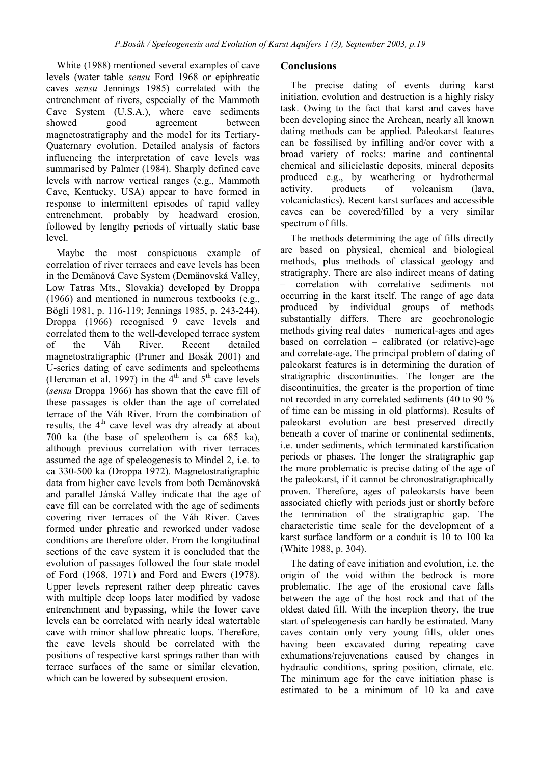White (1988) mentioned several examples of cave levels (water table *sensu* Ford 1968 or epiphreatic caves *sensu* Jennings 1985) correlated with the entrenchment of rivers, especially of the Mammoth Cave System (U.S.A.), where cave sediments showed good agreement between magnetostratigraphy and the model for its Tertiary-Quaternary evolution. Detailed analysis of factors influencing the interpretation of cave levels was summarised by Palmer (1984). Sharply defined cave levels with narrow vertical ranges (e.g., Mammoth Cave, Kentucky, USA) appear to have formed in response to intermittent episodes of rapid valley entrenchment, probably by headward erosion, followed by lengthy periods of virtually static base level.

Maybe the most conspicuous example of correlation of river terraces and cave levels has been in the Demänová Cave System (Demänovská Valley, Low Tatras Mts., Slovakia) developed by Droppa (1966) and mentioned in numerous textbooks (e.g., Bögli 1981, p. 116-119; Jennings 1985, p. 243-244). Droppa (1966) recognised 9 cave levels and correlated them to the well-developed terrace system of the Váh River. Recent detailed magnetostratigraphic (Pruner and Bosák 2001) and U-series dating of cave sediments and speleothems (Hercman et al. 1997) in the 4th and 5th cave levels (*sensu* Droppa 1966) has shown that the cave fill of these passages is older than the age of correlated terrace of the Váh River. From the combination of results, the 4th cave level was dry already at about 700 ka (the base of speleothem is ca 685 ka), although previous correlation with river terraces assumed the age of speleogenesis to Mindel 2, i.e. to ca 330-500 ka (Droppa 1972). Magnetostratigraphic data from higher cave levels from both Demänovská and parallel Jánská Valley indicate that the age of cave fill can be correlated with the age of sediments covering river terraces of the Váh River. Caves formed under phreatic and reworked under vadose conditions are therefore older. From the longitudinal sections of the cave system it is concluded that the evolution of passages followed the four state model of Ford (1968, 1971) and Ford and Ewers (1978). Upper levels represent rather deep phreatic caves with multiple deep loops later modified by vadose entrenchment and bypassing, while the lower cave levels can be correlated with nearly ideal watertable cave with minor shallow phreatic loops. Therefore, the cave levels should be correlated with the positions of respective karst springs rather than with terrace surfaces of the same or similar elevation, which can be lowered by subsequent erosion.

## Conclusions

The precise dating of events during karst initiation, evolution and destruction is a highly risky task. Owing to the fact that karst and caves have been developing since the Archean, nearly all known dating methods can be applied. Paleokarst features can be fossilised by infilling and/or cover with a broad variety of rocks: marine and continental chemical and siliciclastic deposits, mineral deposits produced e.g., by weathering or hydrothermal activity, products of volcanism (lava, volcaniclastics). Recent karst surfaces and accessible caves can be covered/filled by a very similar spectrum of fills.

The methods determining the age of fills directly are based on physical, chemical and biological methods, plus methods of classical geology and stratigraphy. There are also indirect means of dating – correlation with correlative sediments not occurring in the karst itself. The range of age data produced by individual groups of methods substantially differs. There are geochronologic methods giving real dates – numerical-ages and ages based on correlation – calibrated (or relative)-age and correlate-age. The principal problem of dating of paleokarst features is in determining the duration of stratigraphic discontinuities. The longer are the discontinuities, the greater is the proportion of time not recorded in any correlated sediments (40 to 90 % of time can be missing in old platforms). Results of paleokarst evolution are best preserved directly beneath a cover of marine or continental sediments, i.e. under sediments, which terminated karstification periods or phases. The longer the stratigraphic gap the more problematic is precise dating of the age of the paleokarst, if it cannot be chronostratigraphically proven. Therefore, ages of paleokarsts have been associated chiefly with periods just or shortly before the termination of the stratigraphic gap. The characteristic time scale for the development of a karst surface landform or a conduit is 10 to 100 ka (White 1988, p. 304).

The dating of cave initiation and evolution, i.e. the origin of the void within the bedrock is more problematic. The age of the erosional cave falls between the age of the host rock and that of the oldest dated fill. With the inception theory, the true start of speleogenesis can hardly be estimated. Many caves contain only very young fills, older ones having been excavated during repeating cave exhumations/rejuvenations caused by changes in hydraulic conditions, spring position, climate, etc. The minimum age for the cave initiation phase is estimated to be a minimum of 10 ka and cave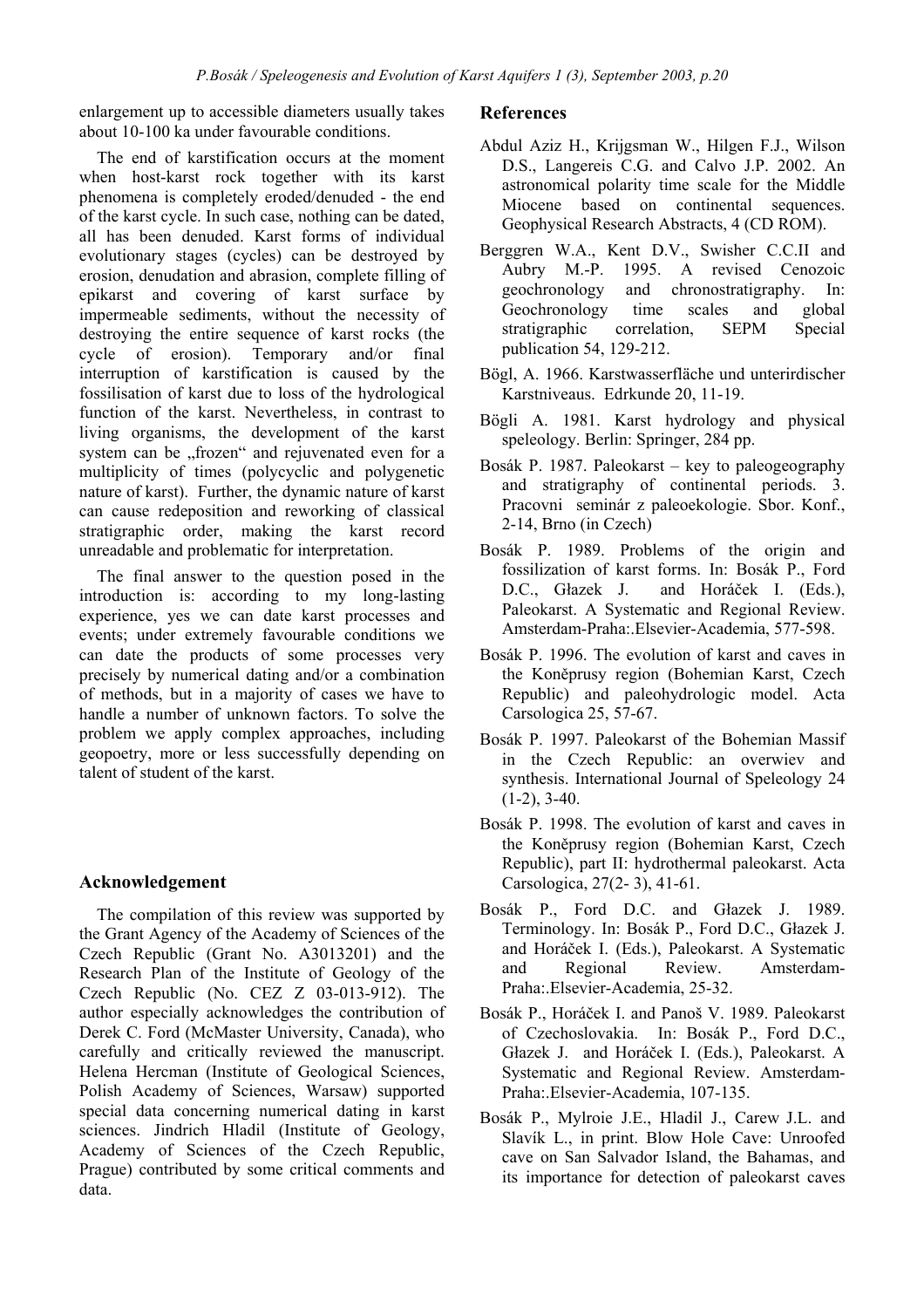enlargement up to accessible diameters usually takes about 10-100 ka under favourable conditions.

The end of karstification occurs at the moment when host-karst rock together with its karst phenomena is completely eroded/denuded - the end of the karst cycle. In such case, nothing can be dated, all has been denuded. Karst forms of individual evolutionary stages (cycles) can be destroyed by erosion, denudation and abrasion, complete filling of epikarst and covering of karst surface by impermeable sediments, without the necessity of destroying the entire sequence of karst rocks (the cycle of erosion). Temporary and/or final interruption of karstification is caused by the fossilisation of karst due to loss of the hydrological function of the karst. Nevertheless, in contrast to living organisms, the development of the karst system can be „frozen" and rejuvenated even for a multiplicity of times (polycyclic and polygenetic nature of karst). Further, the dynamic nature of karst can cause redeposition and reworking of classical stratigraphic order, making the karst record unreadable and problematic for interpretation.

The final answer to the question posed in the introduction is: according to my long-lasting experience, yes we can date karst processes and events; under extremely favourable conditions we can date the products of some processes very precisely by numerical dating and/or a combination of methods, but in a majority of cases we have to handle a number of unknown factors. To solve the problem we apply complex approaches, including geopoetry, more or less successfully depending on talent of student of the karst.

## Acknowledgement

The compilation of this review was supported by the Grant Agency of the Academy of Sciences of the Czech Republic (Grant No. A3013201) and the Research Plan of the Institute of Geology of the Czech Republic (No. CEZ Z 03-013-912). The author especially acknowledges the contribution of Derek C. Ford (McMaster University, Canada), who carefully and critically reviewed the manuscript. Helena Hercman (Institute of Geological Sciences, Polish Academy of Sciences, Warsaw) supported special data concerning numerical dating in karst sciences. Jindrich Hladil (Institute of Geology, Academy of Sciences of the Czech Republic, Prague) contributed by some critical comments and data.

## References

Abdul Aziz H., Krijgsman W., Hilgen F.J., Wilson D.S., Langereis C.G. and Calvo J.P. 2002. An astronomical polarity time scale for the Middle Miocene based on continental sequences. Geophysical Research Abstracts, 4 (CD ROM).

Berggren W.A., Kent D.V., Swisher C.C.II and Aubry M.-P. 1995. A revised Cenozoic geochronology and chronostratigraphy. In: Geochronology time scales and global stratigraphic correlation, SEPM Special publication 54, 129-212.

Bögl, A. 1966. Karstwasserfläche und unterirdischer Karstniveaus. Edrkunde 20, 11-19.

Bögli A. 1981. Karst hydrology and physical speleology. Berlin: Springer, 284 pp.

Bosák P. 1987. Paleokarst – key to paleogeography and stratigraphy of continental periods. 3. Pracovni seminár z paleoekologie. Sbor. Konf., 2-14, Brno (in Czech)

Bosák P. 1989. Problems of the origin and fossilization of karst forms. In: Bosák P., Ford D.C., Głazek J. and Horáček I. (Eds.), Paleokarst. A Systematic and Regional Review. Amsterdam-Praha:.Elsevier-Academia, 577-598.

Bosák P. 1996. The evolution of karst and caves in the Koněprusy region (Bohemian Karst, Czech Republic) and paleohydrologic model. Acta Carsologica 25, 57-67.

Bosák P. 1997. Paleokarst of the Bohemian Massif in the Czech Republic: an overwiev and synthesis. International Journal of Speleology 24 (1-2), 3-40.

Bosák P. 1998. The evolution of karst and caves in the Koněprusy region (Bohemian Karst, Czech Republic), part II: hydrothermal paleokarst. Acta Carsologica, 27(2- 3), 41-61.

Bosák P., Ford D.C. and Głazek J. 1989. Terminology. In: Bosák P., Ford D.C., Głazek J. and Horáček I. (Eds.), Paleokarst. A Systematic and Regional Review. Amsterdam-Praha:.Elsevier-Academia, 25-32.

Bosák P., Horáček I. and Panoš V. 1989. Paleokarst of Czechoslovakia. In: Bosák P., Ford D.C., Głazek J. and Horáček I. (Eds.), Paleokarst. A Systematic and Regional Review. Amsterdam-Praha:.Elsevier-Academia, 107-135.

Bosák P., Mylroie J.E., Hladil J., Carew J.L. and Slavík L., in print. Blow Hole Cave: Unroofed cave on San Salvador Island, the Bahamas, and its importance for detection of paleokarst caves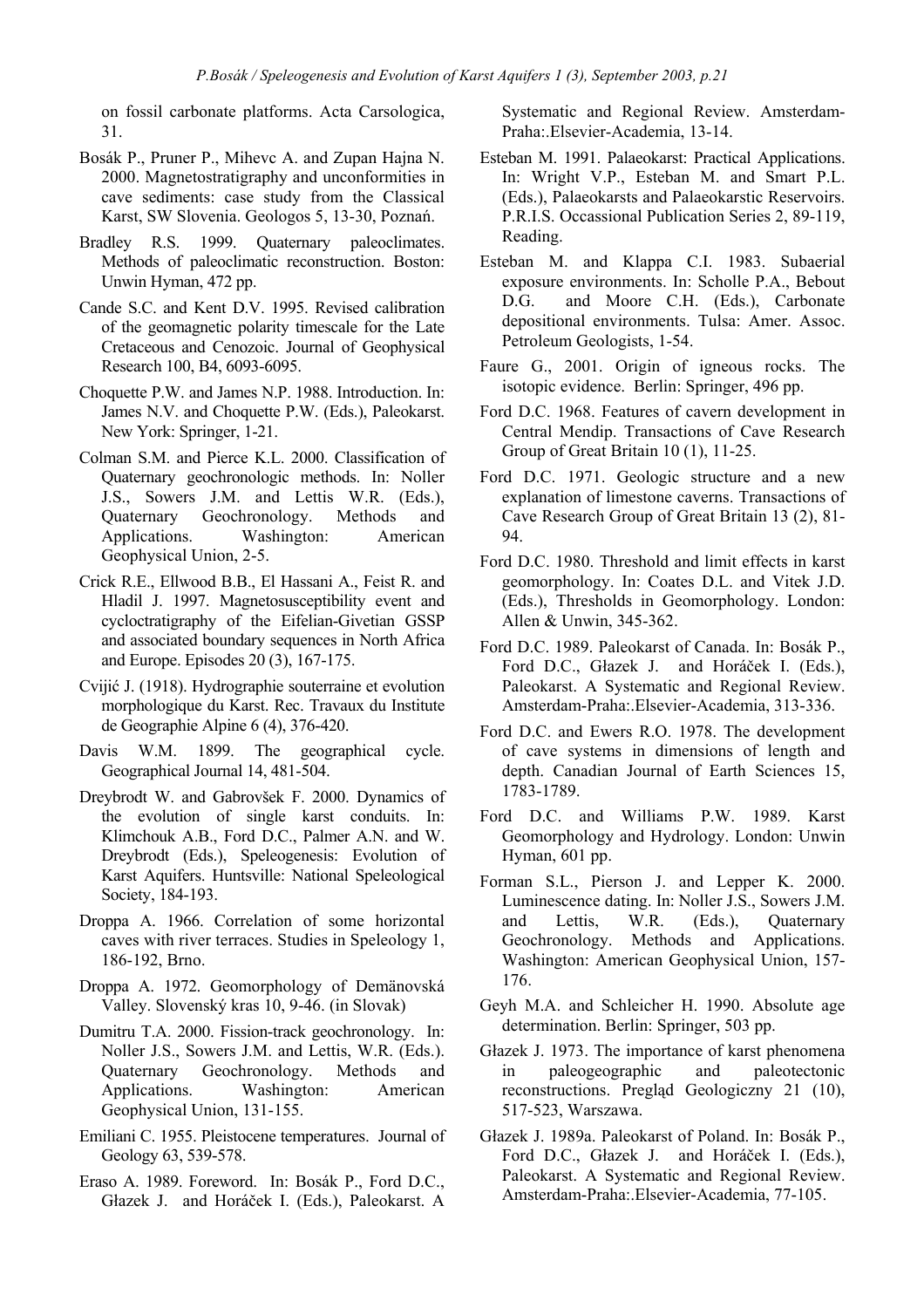on fossil carbonate platforms. Acta Carsologica, 31.

Bosák P., Pruner P., Mihevc A. and Zupan Hajna N. 2000. Magnetostratigraphy and unconformities in cave sediments: case study from the Classical Karst, SW Slovenia. Geologos 5, 13-30, Poznań.

Bradley R.S. 1999. Quaternary paleoclimates. Methods of paleoclimatic reconstruction. Boston: Unwin Hyman, 472 pp.

Cande S.C. and Kent D.V. 1995. Revised calibration of the geomagnetic polarity timescale for the Late Cretaceous and Cenozoic. Journal of Geophysical Research 100, B4, 6093-6095.

Choquette P.W. and James N.P. 1988. Introduction. In: James N.V. and Choquette P.W. (Eds.), Paleokarst. New York: Springer, 1-21.

Colman S.M. and Pierce K.L. 2000. Classification of Quaternary geochronologic methods. In: Noller J.S., Sowers J.M. and Lettis W.R. (Eds.), Quaternary Geochronology. Methods and Applications. Washington: American Geophysical Union, 2-5.

Crick R.E., Ellwood B.B., El Hassani A., Feist R. and Hladil J. 1997. Magnetosusceptibility event and cycloctratigraphy of the Eifelian-Givetian GSSP and associated boundary sequences in North Africa and Europe. Episodes 20 (3), 167-175.

Cvijić J. (1918). Hydrographie souterraine et evolution morphologique du Karst. Rec. Travaux du Institute de Geographie Alpine 6 (4), 376-420.

Davis W.M. 1899. The geographical cycle. Geographical Journal 14, 481-504.

Dreybrodt W. and Gabrovšek F. 2000. Dynamics of the evolution of single karst conduits. In: Klimchouk A.B., Ford D.C., Palmer A.N. and W. Dreybrodt (Eds.), Speleogenesis: Evolution of Karst Aquifers. Huntsville: National Speleological Society, 184-193.

Droppa A. 1966. Correlation of some horizontal caves with river terraces. Studies in Speleology 1, 186-192, Brno.

Droppa A. 1972. Geomorphology of Demänovská Valley. Slovenský kras 10, 9-46. (in Slovak)

Dumitru T.A. 2000. Fission-track geochronology. In: Noller J.S., Sowers J.M. and Lettis, W.R. (Eds.). Quaternary Geochronology. Methods and Applications. Washington: American Geophysical Union, 131-155.

Emiliani C. 1955. Pleistocene temperatures. Journal of Geology 63, 539-578.

Eraso A. 1989. Foreword. In: Bosák P., Ford D.C., Głazek J. and Horáček I. (Eds.), Paleokarst. A Systematic and Regional Review. Amsterdam-Praha:.Elsevier-Academia, 13-14.

Esteban M. 1991. Palaeokarst: Practical Applications. In: Wright V.P., Esteban M. and Smart P.L. (Eds.), Palaeokarsts and Palaeokarstic Reservoirs. P.R.I.S. Occassional Publication Series 2, 89-119, Reading.

Esteban M. and Klappa C.I. 1983. Subaerial exposure environments. In: Scholle P.A., Bebout D.G. and Moore C.H. (Eds.), Carbonate depositional environments. Tulsa: Amer. Assoc. Petroleum Geologists, 1-54.

Faure G., 2001. Origin of igneous rocks. The isotopic evidence. Berlin: Springer, 496 pp.

Ford D.C. 1968. Features of cavern development in Central Mendip. Transactions of Cave Research Group of Great Britain 10 (1), 11-25.

Ford D.C. 1971. Geologic structure and a new explanation of limestone caverns. Transactions of Cave Research Group of Great Britain 13 (2), 81-94.

Ford D.C. 1980. Threshold and limit effects in karst geomorphology. In: Coates D.L. and Vitek J.D. (Eds.), Thresholds in Geomorphology. London: Allen & Unwin, 345-362.

Ford D.C. 1989. Paleokarst of Canada. In: Bosák P., Ford D.C., Głazek J. and Horáček I. (Eds.), Paleokarst. A Systematic and Regional Review. Amsterdam-Praha:.Elsevier-Academia, 313-336.

Ford D.C. and Ewers R.O. 1978. The development of cave systems in dimensions of length and depth. Canadian Journal of Earth Sciences 15, 1783-1789.

Ford D.C. and Williams P.W. 1989. Karst Geomorphology and Hydrology. London: Unwin Hyman, 601 pp.

Forman S.L., Pierson J. and Lepper K. 2000. Luminescence dating. In: Noller J.S., Sowers J.M. and Lettis, W.R. (Eds.), Quaternary Geochronology. Methods and Applications. Washington: American Geophysical Union, 157-176.

Geyh M.A. and Schleicher H. 1990. Absolute age determination. Berlin: Springer, 503 pp.

Głazek J. 1973. The importance of karst phenomena in paleogeographic and paleotectonic reconstructions. Pregląd Geologiczny 21 (10), 517-523, Warszawa.

Głazek J. 1989a. Paleokarst of Poland. In: Bosák P., Ford D.C., Głazek J. and Horáček I. (Eds.), Paleokarst. A Systematic and Regional Review. Amsterdam-Praha:.Elsevier-Academia, 77-105.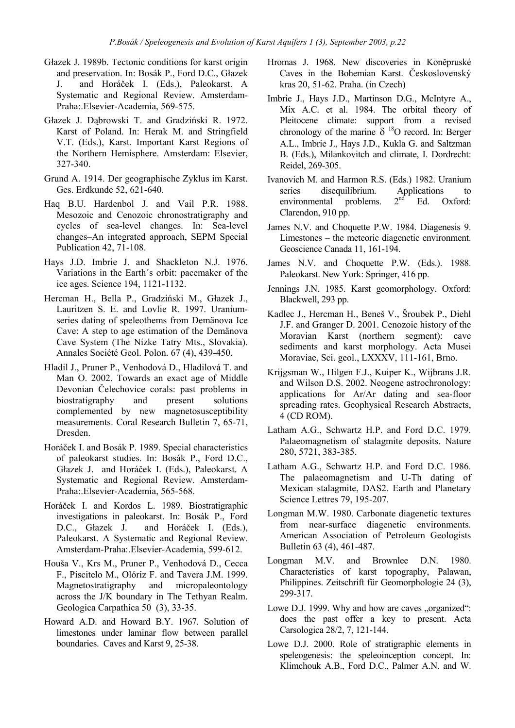Głazek J. 1989b. Tectonic conditions for karst origin and preservation. In: Bosák P., Ford D.C., Głazek J. and Horáček I. (Eds.), Paleokarst. A Systematic and Regional Review. Amsterdam-Praha:.Elsevier-Academia, 569-575.

Głazek J. Dąbrowski T. and Gradziński R. 1972. Karst of Poland. In: Herak M. and Stringfield V.T. (Eds.), Karst. Important Karst Regions of the Northern Hemisphere. Amsterdam: Elsevier, 327-340.

Grund A. 1914. Der geographische Zyklus im Karst. Ges. Erdkunde 52, 621-640.

Haq B.U. Hardenbol J. and Vail P.R. 1988. Mesozoic and Cenozoic chronostratigraphy and cycles of sea-level changes. In: Sea-level changes–An integrated approach, SEPM Special Publication 42, 71-108.

Hays J.D. Imbrie J. and Shackleton N.J. 1976. Variations in the Earth´s orbit: pacemaker of the ice ages. Science 194, 1121-1132.

Hercman H., Bella P., Gradziński M., Głazek J., Lauritzen S. E. and Lovlie R. 1997. Uranium-series dating of speleothems from Demänova Ice Cave: A step to age estimation of the Demänova Cave System (The Nízke Tatry Mts., Slovakia). Annales Société Geol. Polon. 67 (4), 439-450.

Hladil J., Pruner P., Venhodová D., Hladilová T. and Man O. 2002. Towards an exact age of Middle Devonian Čelechovice corals: past problems in biostratigraphy and present solutions complemented by new magnetosusceptibility measurements. Coral Research Bulletin 7, 65-71, Dresden.

Horáček I. and Bosák P. 1989. Special characteristics of paleokarst studies. In: Bosák P., Ford D.C., Głazek J. and Horáček I. (Eds.), Paleokarst. A Systematic and Regional Review. Amsterdam-Praha:.Elsevier-Academia, 565-568.

Horáček I. and Kordos L. 1989. Biostratigraphic investigations in paleokarst. In: Bosák P., Ford D.C., Głazek J. and Horáček I. (Eds.), Paleokarst. A Systematic and Regional Review. Amsterdam-Praha:.Elsevier-Academia, 599-612.

Houša V., Krs M., Pruner P., Venhodová D., Cecca F., Piscitelo M., Olóriz F. and Tavera J.M. 1999. Magnetostratigraphy and micropaleontology across the J/K boundary in The Tethyan Realm. Geologica Carpathica 50 (3), 33-35.

Howard A.D. and Howard B.Y. 1967. Solution of limestones under laminar flow between parallel boundaries. Caves and Karst 9, 25-38.

Hromas J. 1968. New discoveries in Koněpruské Caves in the Bohemian Karst. Československý kras 20, 51-62. Praha. (in Czech)

Imbrie J., Hays J.D., Martinson D.G., McIntyre A., Mix A.C. et al. 1984. The orbital theory of Pleitocene climate: support from a revised chronology of the marine $\delta\ ^{18}O$ record. In: Berger A.L., Imbrie J., Hays J.D., Kukla G. and Saltzman B. (Eds.), Milankovitch and climate, I. Dordrecht: Reidel, 269-305.

Ivanovich M. and Harmon R.S. (Eds.) 1982. Uranium series disequilibrium. Applications to environmental problems. 2nd Ed. Oxford: Clarendon, 910 pp.

James N.V. and Choquette P.W. 1984. Diagenesis 9. Limestones – the meteoric diagenetic environment. Geoscience Canada 11, 161-194.

James N.V. and Choquette P.W. (Eds.). 1988. Paleokarst. New York: Springer, 416 pp.

Jennings J.N. 1985. Karst geomorphology. Oxford: Blackwell, 293 pp.

Kadlec J., Hercman H., Beneš V., Šroubek P., Diehl J.F. and Granger D. 2001. Cenozoic history of the Moravian Karst (northern segment): cave sediments and karst morphology. Acta Musei Moraviae, Sci. geol., LXXXV, 111-161, Brno.

Krijgsman W., Hilgen F.J., Kuiper K., Wijbrans J.R. and Wilson D.S. 2002. Neogene astrochronology: applications for Ar/Ar dating and sea-floor spreading rates. Geophysical Research Abstracts, 4 (CD ROM).

Latham A.G., Schwartz H.P. and Ford D.C. 1979. Palaeomagnetism of stalagmite deposits. Nature 280, 5721, 383-385.

Latham A.G., Schwartz H.P. and Ford D.C. 1986. The palaeomagnetism and U-Th dating of Mexican stalagmite, DAS2. Earth and Planetary Science Lettres 79, 195-207.

Longman M.W. 1980. Carbonate diagenetic textures from near-surface diagenetic environments. American Association of Petroleum Geologists Bulletin 63 (4), 461-487.

Longman M.V. and Brownlee D.N. 1980. Characteristics of karst topography, Palawan, Philippines. Zeitschrift für Geomorphologie 24 (3), 299-317.

Lowe D.J. 1999. Why and how are caves „organized": does the past offer a key to present. Acta Carsologica 28/2, 7, 121-144.

Lowe D.J. 2000. Role of stratigraphic elements in speleogenesis: the speleoinception concept. In: Klimchouk A.B., Ford D.C., Palmer A.N. and W.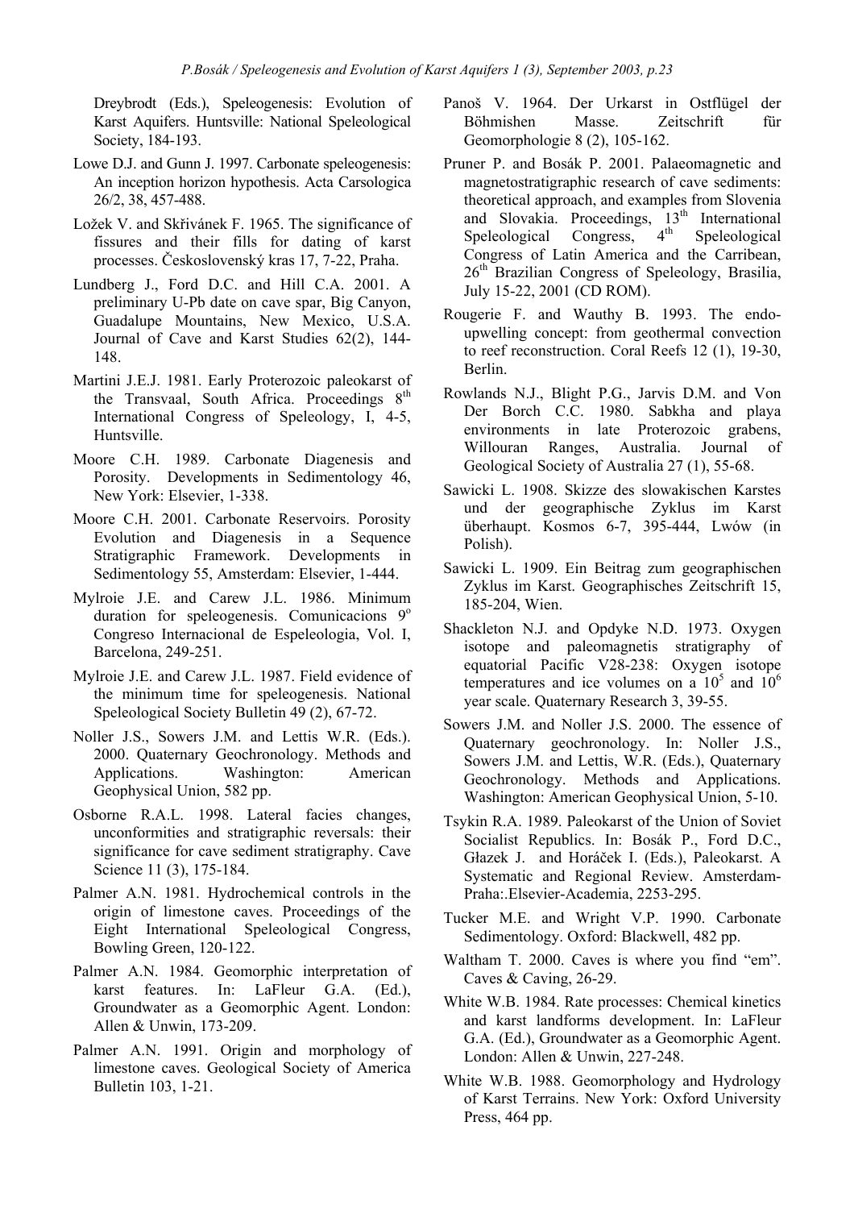Dreybrodt (Eds.), Speleogenesis: Evolution of Karst Aquifers. Huntsville: National Speleological Society, 184-193.

Lowe D.J. and Gunn J. 1997. Carbonate speleogenesis: An inception horizon hypothesis. Acta Carsologica 26/2, 38, 457-488.

Ložek V. and Skřivánek F. 1965. The significance of fissures and their fills for dating of karst processes. Československý kras 17, 7-22, Praha.

Lundberg J., Ford D.C. and Hill C.A. 2001. A preliminary U-Pb date on cave spar, Big Canyon, Guadalupe Mountains, New Mexico, U.S.A. Journal of Cave and Karst Studies 62(2), 144-148.

Martini J.E.J. 1981. Early Proterozoic paleokarst of the Transvaal, South Africa. Proceedings 8th International Congress of Speleology, I, 4-5, Huntsville.

Moore C.H. 1989. Carbonate Diagenesis and Porosity. Developments in Sedimentology 46, New York: Elsevier, 1-338.

Moore C.H. 2001. Carbonate Reservoirs. Porosity Evolution and Diagenesis in a Sequence Stratigraphic Framework. Developments in Sedimentology 55, Amsterdam: Elsevier, 1-444.

Mylroie J.E. and Carew J.L. 1986. Minimum duration for speleogenesis. Comunicacions 9º Congreso Internacional de Espeleologia, Vol. I, Barcelona, 249-251.

Mylroie J.E. and Carew J.L. 1987. Field evidence of the minimum time for speleogenesis. National Speleological Society Bulletin 49 (2), 67-72.

Noller J.S., Sowers J.M. and Lettis W.R. (Eds.). 2000. Quaternary Geochronology. Methods and Applications. Washington: American Geophysical Union, 582 pp.

Osborne R.A.L. 1998. Lateral facies changes, unconformities and stratigraphic reversals: their significance for cave sediment stratigraphy. Cave Science 11 (3), 175-184.

Palmer A.N. 1981. Hydrochemical controls in the origin of limestone caves. Proceedings of the Eight International Speleological Congress, Bowling Green, 120-122.

Palmer A.N. 1984. Geomorphic interpretation of karst features. In: LaFleur G.A. (Ed.), Groundwater as a Geomorphic Agent. London: Allen & Unwin, 173-209.

Palmer A.N. 1991. Origin and morphology of limestone caves. Geological Society of America Bulletin 103, 1-21.

Panoš V. 1964. Der Urkarst in Ostflügel der Böhmishen Masse. Zeitschrift für Geomorphologie 8 (2), 105-162.

Pruner P. and Bosák P. 2001. Palaeomagnetic and magnetostratigraphic research of cave sediments: theoretical approach, and examples from Slovenia and Slovakia. Proceedings, 13th International Speleological Congress, 4th Speleological Congress of Latin America and the Carribean, 26th Brazilian Congress of Speleology, Brasilia, July 15-22, 2001 (CD ROM).

Rougerie F. and Wauthy B. 1993. The endo-upwelling concept: from geothermal convection to reef reconstruction. Coral Reefs 12 (1), 19-30, Berlin.

Rowlands N.J., Blight P.G., Jarvis D.M. and Von Der Borch C.C. 1980. Sabkha and playa environments in late Proterozoic grabens, Willouran Ranges, Australia. Journal of Geological Society of Australia 27 (1), 55-68.

Sawicki L. 1908. Skizze des slowakischen Karstes und der geographische Zyklus im Karst überhaupt. Kosmos 6-7, 395-444, Lwów (in Polish).

Sawicki L. 1909. Ein Beitrag zum geographischen Zyklus im Karst. Geographisches Zeitschrift 15, 185-204, Wien.

Shackleton N.J. and Opdyke N.D. 1973. Oxygen isotope and paleomagnetis stratigraphy of equatorial Pacific V28-238: Oxygen isotope temperatures and ice volumes on a $10^5$ and $10^6$ year scale. Quaternary Research 3, 39-55.

Sowers J.M. and Noller J.S. 2000. The essence of Quaternary geochronology. In: Noller J.S., Sowers J.M. and Lettis, W.R. (Eds.), Quaternary Geochronology. Methods and Applications. Washington: American Geophysical Union, 5-10.

Tsykin R.A. 1989. Paleokarst of the Union of Soviet Socialist Republics. In: Bosák P., Ford D.C., Głazek J. and Horáček I. (Eds.), Paleokarst. A Systematic and Regional Review. Amsterdam-Praha:.Elsevier-Academia, 2253-295.

Tucker M.E. and Wright V.P. 1990. Carbonate Sedimentology. Oxford: Blackwell, 482 pp.

Waltham T. 2000. Caves is where you find "em". Caves & Caving, 26-29.

White W.B. 1984. Rate processes: Chemical kinetics and karst landforms development. In: LaFleur G.A. (Ed.), Groundwater as a Geomorphic Agent. London: Allen & Unwin, 227-248.

White W.B. 1988. Geomorphology and Hydrology of Karst Terrains. New York: Oxford University Press, 464 pp.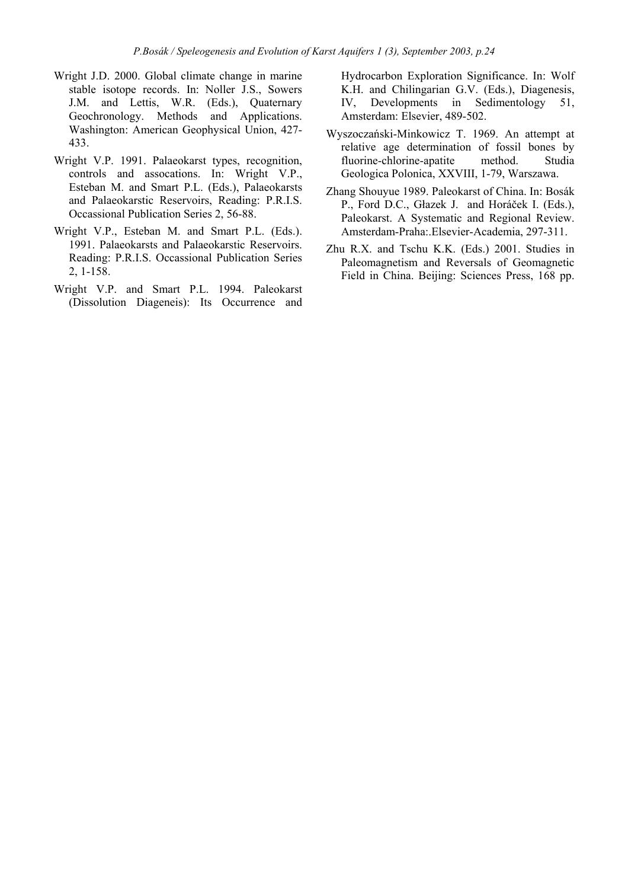Wright J.D. 2000. Global climate change in marine stable isotope records. In: Noller J.S., Sowers J.M. and Lettis, W.R. (Eds.), Quaternary Geochronology. Methods and Applications. Washington: American Geophysical Union, 427-433.

Wright V.P. 1991. Palaeokarst types, recognition, controls and assocations. In: Wright V.P., Esteban M. and Smart P.L. (Eds.), Palaeokarsts and Palaeokarstic Reservoirs, Reading: P.R.I.S. Occassional Publication Series 2, 56-88.

Wright V.P., Esteban M. and Smart P.L. (Eds.). 1991. Palaeokarsts and Palaeokarstic Reservoirs. Reading: P.R.I.S. Occassional Publication Series 2, 1-158.

Wright V.P. and Smart P.L. 1994. Paleokarst (Dissolution Diageneis): Its Occurrence and Hydrocarbon Exploration Significance. In: Wolf K.H. and Chilingarian G.V. (Eds.), Diagenesis, IV, Developments in Sedimentology 51, Amsterdam: Elsevier, 489-502.

Wyszoczański-Minkowicz T. 1969. An attempt at relative age determination of fossil bones by fluorine-chlorine-apatite method. Studia Geologica Polonica, XXVIII, 1-79, Warszawa.

Zhang Shouyue 1989. Paleokarst of China. In: Bosák P., Ford D.C., Głazek J. and Horáček I. (Eds.), Paleokarst. A Systematic and Regional Review. Amsterdam-Praha:.Elsevier-Academia, 297-311.

Zhu R.X. and Tschu K.K. (Eds.) 2001. Studies in Paleomagnetism and Reversals of Geomagnetic Field in China. Beijing: Sciences Press, 168 pp.